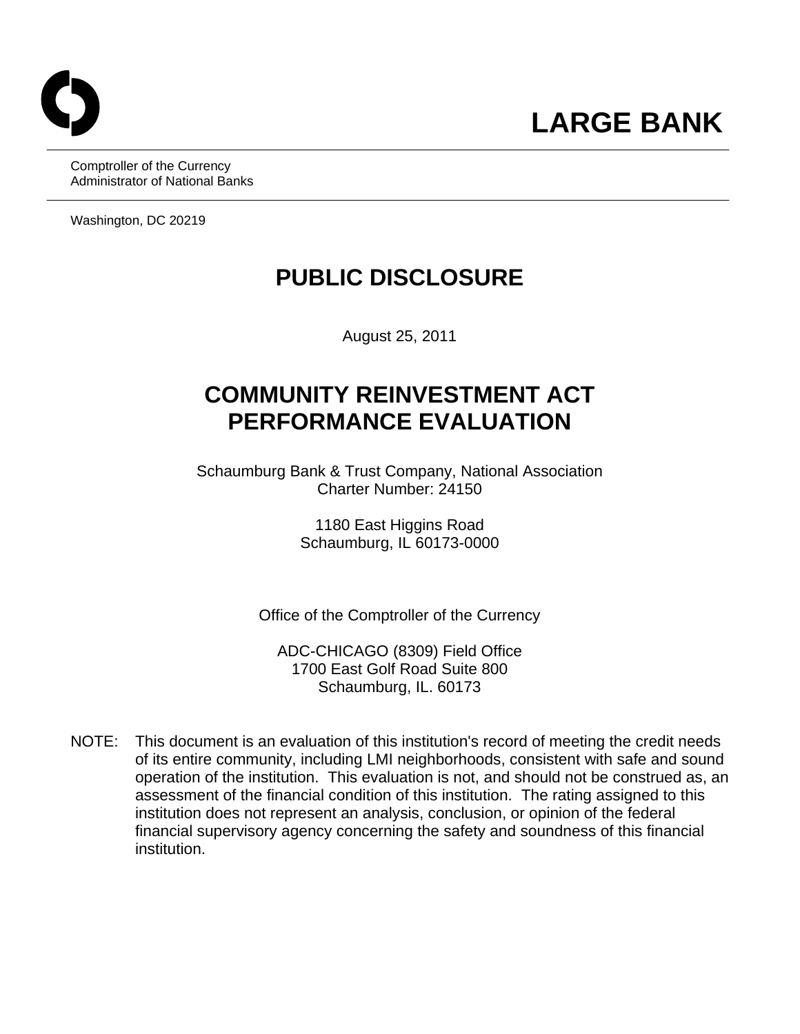# LARGE BANK

Comptroller of the Currency
Administrator of National Banks

Washington, DC 20219

# PUBLIC DISCLOSURE

August 25, 2011

# COMMUNITY REINVESTMENT ACT PERFORMANCE EVALUATION

Schaumburg Bank & Trust Company, National Association
Charter Number: 24150

1180 East Higgins Road
Schaumburg, IL 60173-0000

Office of the Comptroller of the Currency

ADC-CHICAGO (8309) Field Office
1700 East Golf Road Suite 800
Schaumburg, IL. 60173

NOTE: This document is an evaluation of this institution's record of meeting the credit needs of its entire community, including LMI neighborhoods, consistent with safe and sound operation of the institution. This evaluation is not, and should not be construed as, an assessment of the financial condition of this institution. The rating assigned to this institution does not represent an analysis, conclusion, or opinion of the federal financial supervisory agency concerning the safety and soundness of this financial institution.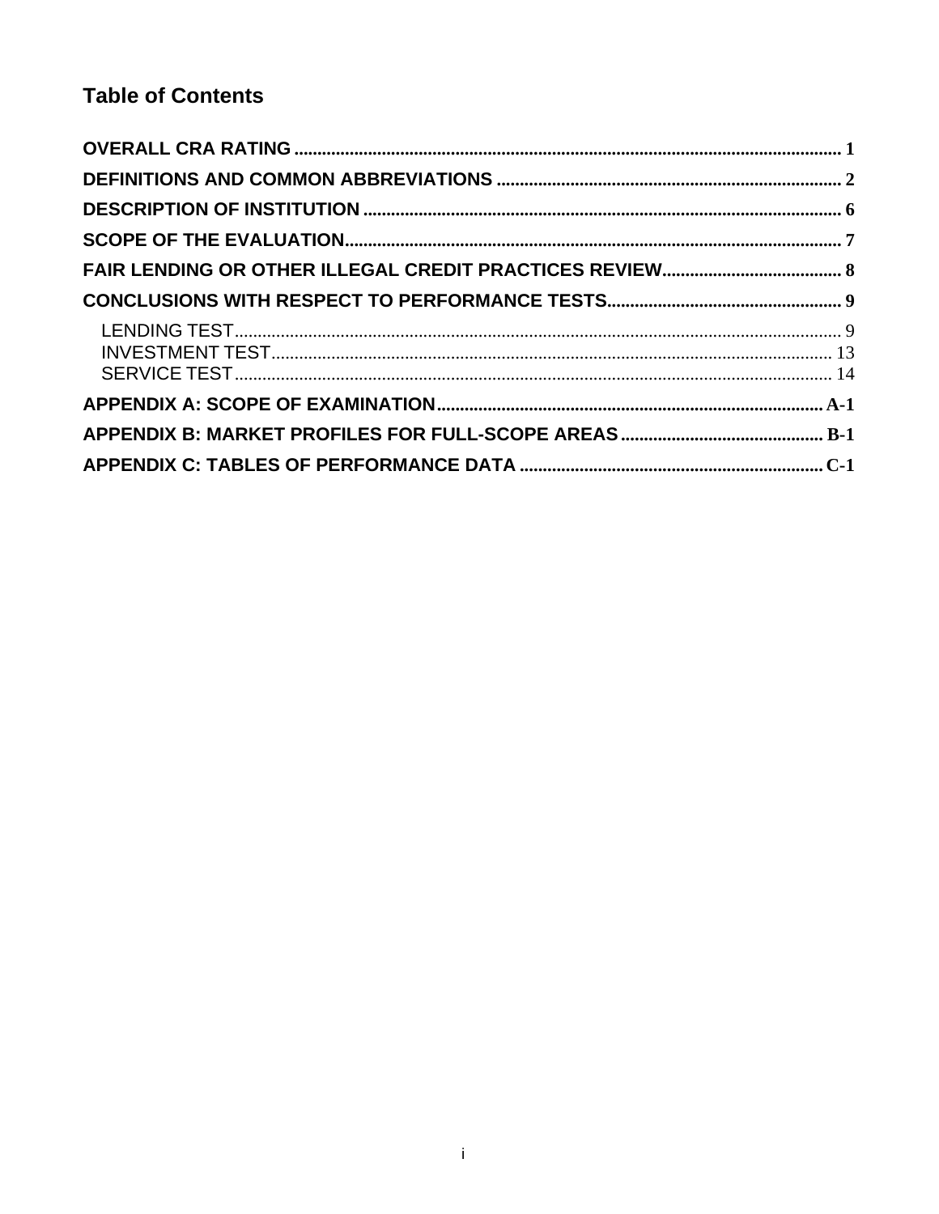# Table of Contents

OVERALL CRA RATING ........................................................................................................................ 1

DEFINITIONS AND COMMON ABBREVIATIONS ............................................................................ 2

DESCRIPTION OF INSTITUTION ........................................................................................................ 6

SCOPE OF THE EVALUATION............................................................................................................ 7

FAIR LENDING OR OTHER ILLEGAL CREDIT PRACTICES REVIEW........................................ 8

CONCLUSIONS WITH RESPECT TO PERFORMANCE TESTS.................................................... 9

- LENDING TEST.................................................................................................................................. 9
- INVESTMENT TEST......................................................................................................................... 13
- SERVICE TEST.................................................................................................................................. 14

APPENDIX A: SCOPE OF EXAMINATION.................................................................................... A-1

APPENDIX B: MARKET PROFILES FOR FULL-SCOPE AREAS ............................................ B-1

APPENDIX C: TABLES OF PERFORMANCE DATA .................................................................. C-1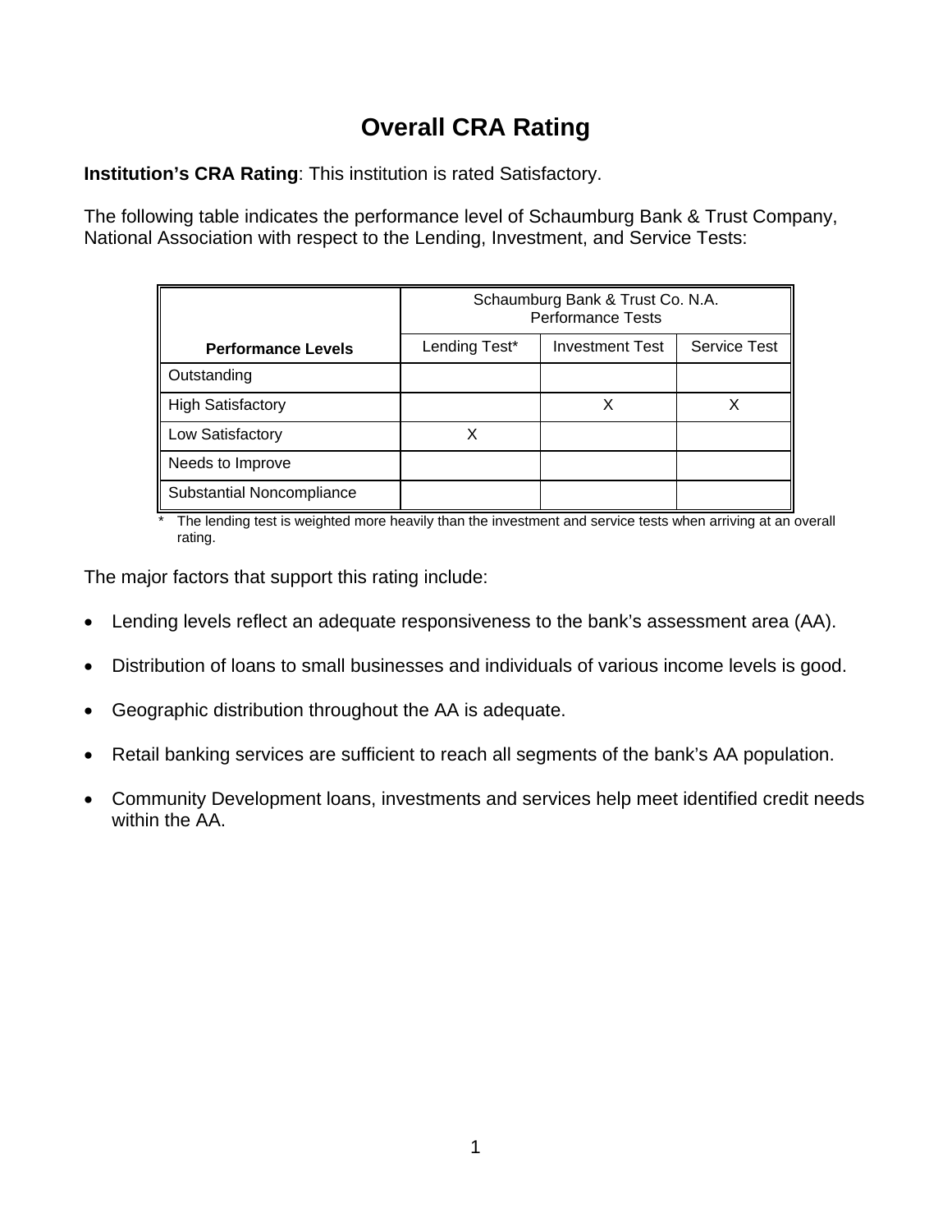# Overall CRA Rating

**Institution's CRA Rating**: This institution is rated Satisfactory.

The following table indicates the performance level of Schaumburg Bank & Trust Company, National Association with respect to the Lending, Investment, and Service Tests:

| | Schaumburg Bank & Trust Co. N.A. Performance Tests | | |
|---|---|---|---|
| **Performance Levels** | Lending Test* | Investment Test | Service Test |
| Outstanding | | | |
| High Satisfactory | | X | X |
| Low Satisfactory | X | | |
| Needs to Improve | | | |
| Substantial Noncompliance | | | |

\* The lending test is weighted more heavily than the investment and service tests when arriving at an overall rating.

The major factors that support this rating include:

- Lending levels reflect an adequate responsiveness to the bank's assessment area (AA).
- Distribution of loans to small businesses and individuals of various income levels is good.
- Geographic distribution throughout the AA is adequate.
- Retail banking services are sufficient to reach all segments of the bank's AA population.
- Community Development loans, investments and services help meet identified credit needs within the AA.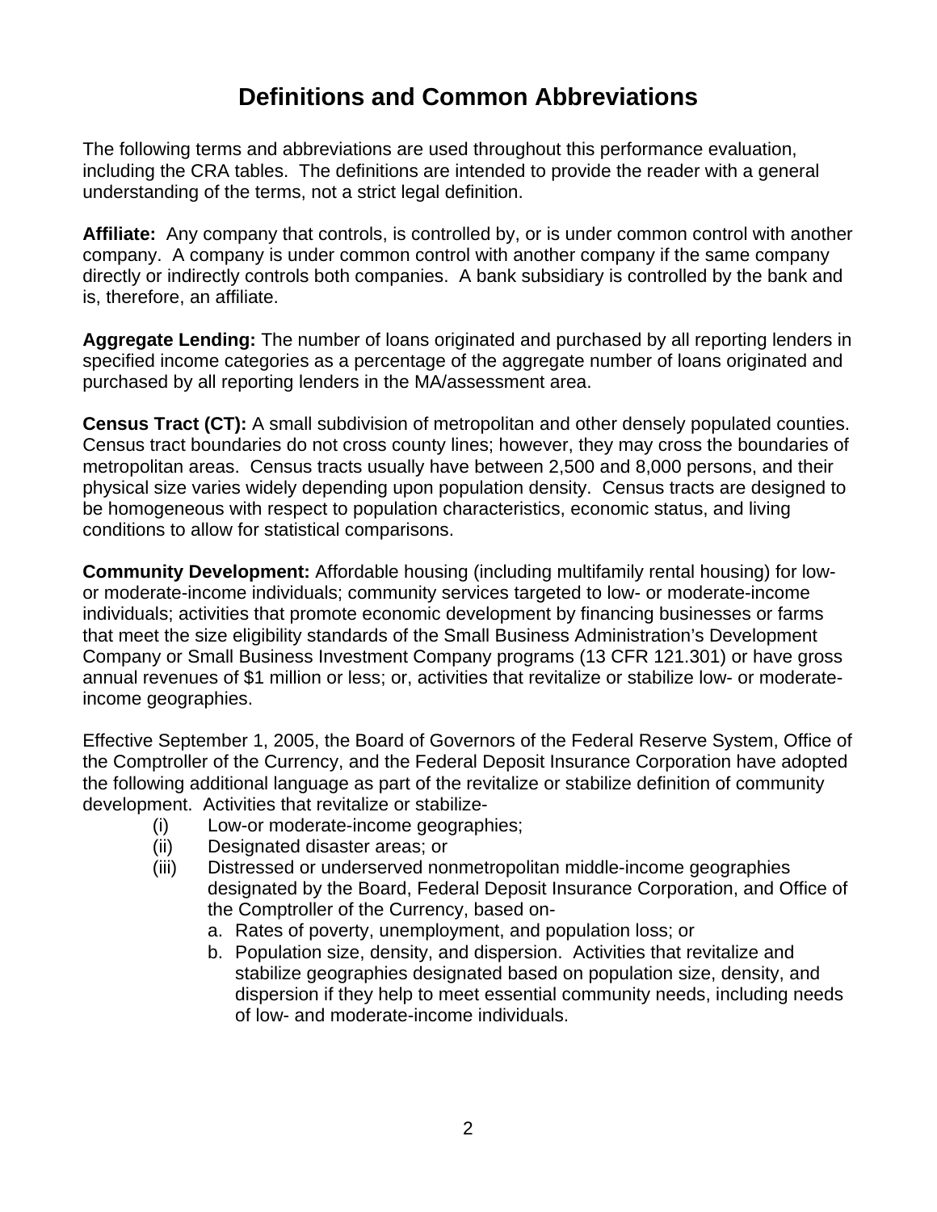# Definitions and Common Abbreviations

The following terms and abbreviations are used throughout this performance evaluation, including the CRA tables. The definitions are intended to provide the reader with a general understanding of the terms, not a strict legal definition.

**Affiliate:** Any company that controls, is controlled by, or is under common control with another company. A company is under common control with another company if the same company directly or indirectly controls both companies. A bank subsidiary is controlled by the bank and is, therefore, an affiliate.

**Aggregate Lending:** The number of loans originated and purchased by all reporting lenders in specified income categories as a percentage of the aggregate number of loans originated and purchased by all reporting lenders in the MA/assessment area.

**Census Tract (CT):** A small subdivision of metropolitan and other densely populated counties. Census tract boundaries do not cross county lines; however, they may cross the boundaries of metropolitan areas. Census tracts usually have between 2,500 and 8,000 persons, and their physical size varies widely depending upon population density. Census tracts are designed to be homogeneous with respect to population characteristics, economic status, and living conditions to allow for statistical comparisons.

**Community Development:** Affordable housing (including multifamily rental housing) for low- or moderate-income individuals; community services targeted to low- or moderate-income individuals; activities that promote economic development by financing businesses or farms that meet the size eligibility standards of the Small Business Administration's Development Company or Small Business Investment Company programs (13 CFR 121.301) or have gross annual revenues of $1 million or less; or, activities that revitalize or stabilize low- or moderate-income geographies.

Effective September 1, 2005, the Board of Governors of the Federal Reserve System, Office of the Comptroller of the Currency, and the Federal Deposit Insurance Corporation have adopted the following additional language as part of the revitalize or stabilize definition of community development. Activities that revitalize or stabilize-

(i) Low-or moderate-income geographies;
(ii) Designated disaster areas; or
(iii) Distressed or underserved nonmetropolitan middle-income geographies designated by the Board, Federal Deposit Insurance Corporation, and Office of the Comptroller of the Currency, based on-
   a. Rates of poverty, unemployment, and population loss; or
   b. Population size, density, and dispersion. Activities that revitalize and stabilize geographies designated based on population size, density, and dispersion if they help to meet essential community needs, including needs of low- and moderate-income individuals.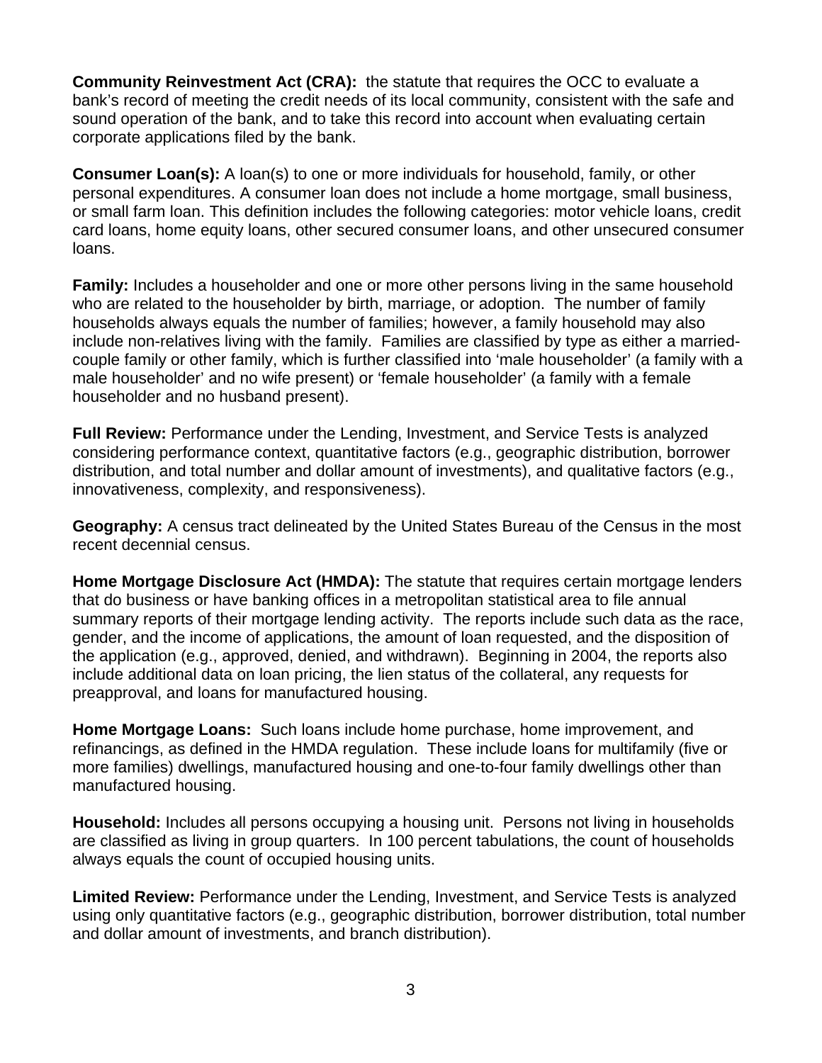**Community Reinvestment Act (CRA):** the statute that requires the OCC to evaluate a bank's record of meeting the credit needs of its local community, consistent with the safe and sound operation of the bank, and to take this record into account when evaluating certain corporate applications filed by the bank.

**Consumer Loan(s):** A loan(s) to one or more individuals for household, family, or other personal expenditures. A consumer loan does not include a home mortgage, small business, or small farm loan. This definition includes the following categories: motor vehicle loans, credit card loans, home equity loans, other secured consumer loans, and other unsecured consumer loans.

**Family:** Includes a householder and one or more other persons living in the same household who are related to the householder by birth, marriage, or adoption. The number of family households always equals the number of families; however, a family household may also include non-relatives living with the family. Families are classified by type as either a married-couple family or other family, which is further classified into 'male householder' (a family with a male householder' and no wife present) or 'female householder' (a family with a female householder and no husband present).

**Full Review:** Performance under the Lending, Investment, and Service Tests is analyzed considering performance context, quantitative factors (e.g., geographic distribution, borrower distribution, and total number and dollar amount of investments), and qualitative factors (e.g., innovativeness, complexity, and responsiveness).

**Geography:** A census tract delineated by the United States Bureau of the Census in the most recent decennial census.

**Home Mortgage Disclosure Act (HMDA):** The statute that requires certain mortgage lenders that do business or have banking offices in a metropolitan statistical area to file annual summary reports of their mortgage lending activity. The reports include such data as the race, gender, and the income of applications, the amount of loan requested, and the disposition of the application (e.g., approved, denied, and withdrawn). Beginning in 2004, the reports also include additional data on loan pricing, the lien status of the collateral, any requests for preapproval, and loans for manufactured housing.

**Home Mortgage Loans:** Such loans include home purchase, home improvement, and refinancings, as defined in the HMDA regulation. These include loans for multifamily (five or more families) dwellings, manufactured housing and one-to-four family dwellings other than manufactured housing.

**Household:** Includes all persons occupying a housing unit. Persons not living in households are classified as living in group quarters. In 100 percent tabulations, the count of households always equals the count of occupied housing units.

**Limited Review:** Performance under the Lending, Investment, and Service Tests is analyzed using only quantitative factors (e.g., geographic distribution, borrower distribution, total number and dollar amount of investments, and branch distribution).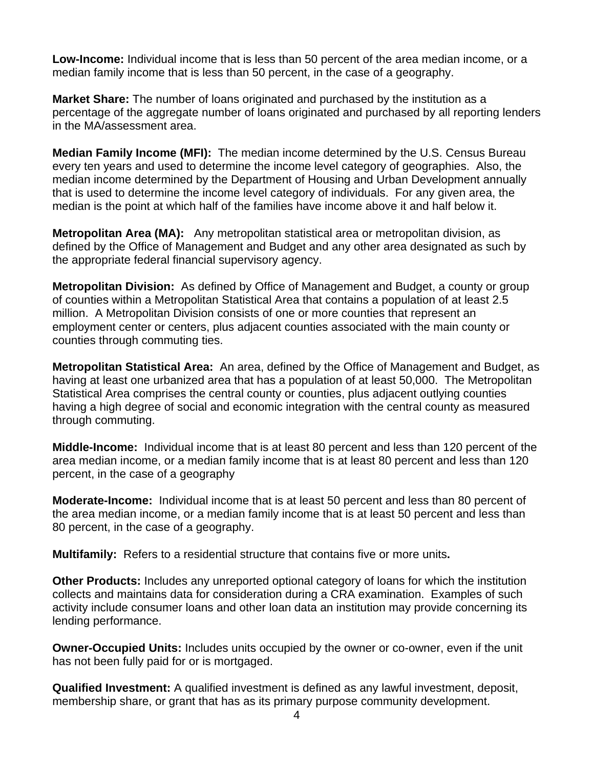**Low-Income:** Individual income that is less than 50 percent of the area median income, or a median family income that is less than 50 percent, in the case of a geography.

**Market Share:** The number of loans originated and purchased by the institution as a percentage of the aggregate number of loans originated and purchased by all reporting lenders in the MA/assessment area.

**Median Family Income (MFI):** The median income determined by the U.S. Census Bureau every ten years and used to determine the income level category of geographies. Also, the median income determined by the Department of Housing and Urban Development annually that is used to determine the income level category of individuals. For any given area, the median is the point at which half of the families have income above it and half below it.

**Metropolitan Area (MA):** Any metropolitan statistical area or metropolitan division, as defined by the Office of Management and Budget and any other area designated as such by the appropriate federal financial supervisory agency.

**Metropolitan Division:** As defined by Office of Management and Budget, a county or group of counties within a Metropolitan Statistical Area that contains a population of at least 2.5 million. A Metropolitan Division consists of one or more counties that represent an employment center or centers, plus adjacent counties associated with the main county or counties through commuting ties.

**Metropolitan Statistical Area:** An area, defined by the Office of Management and Budget, as having at least one urbanized area that has a population of at least 50,000. The Metropolitan Statistical Area comprises the central county or counties, plus adjacent outlying counties having a high degree of social and economic integration with the central county as measured through commuting.

**Middle-Income:** Individual income that is at least 80 percent and less than 120 percent of the area median income, or a median family income that is at least 80 percent and less than 120 percent, in the case of a geography

**Moderate-Income:** Individual income that is at least 50 percent and less than 80 percent of the area median income, or a median family income that is at least 50 percent and less than 80 percent, in the case of a geography.

**Multifamily:** Refers to a residential structure that contains five or more units**.**

**Other Products:** Includes any unreported optional category of loans for which the institution collects and maintains data for consideration during a CRA examination. Examples of such activity include consumer loans and other loan data an institution may provide concerning its lending performance.

**Owner-Occupied Units:** Includes units occupied by the owner or co-owner, even if the unit has not been fully paid for or is mortgaged.

**Qualified Investment:** A qualified investment is defined as any lawful investment, deposit, membership share, or grant that has as its primary purpose community development.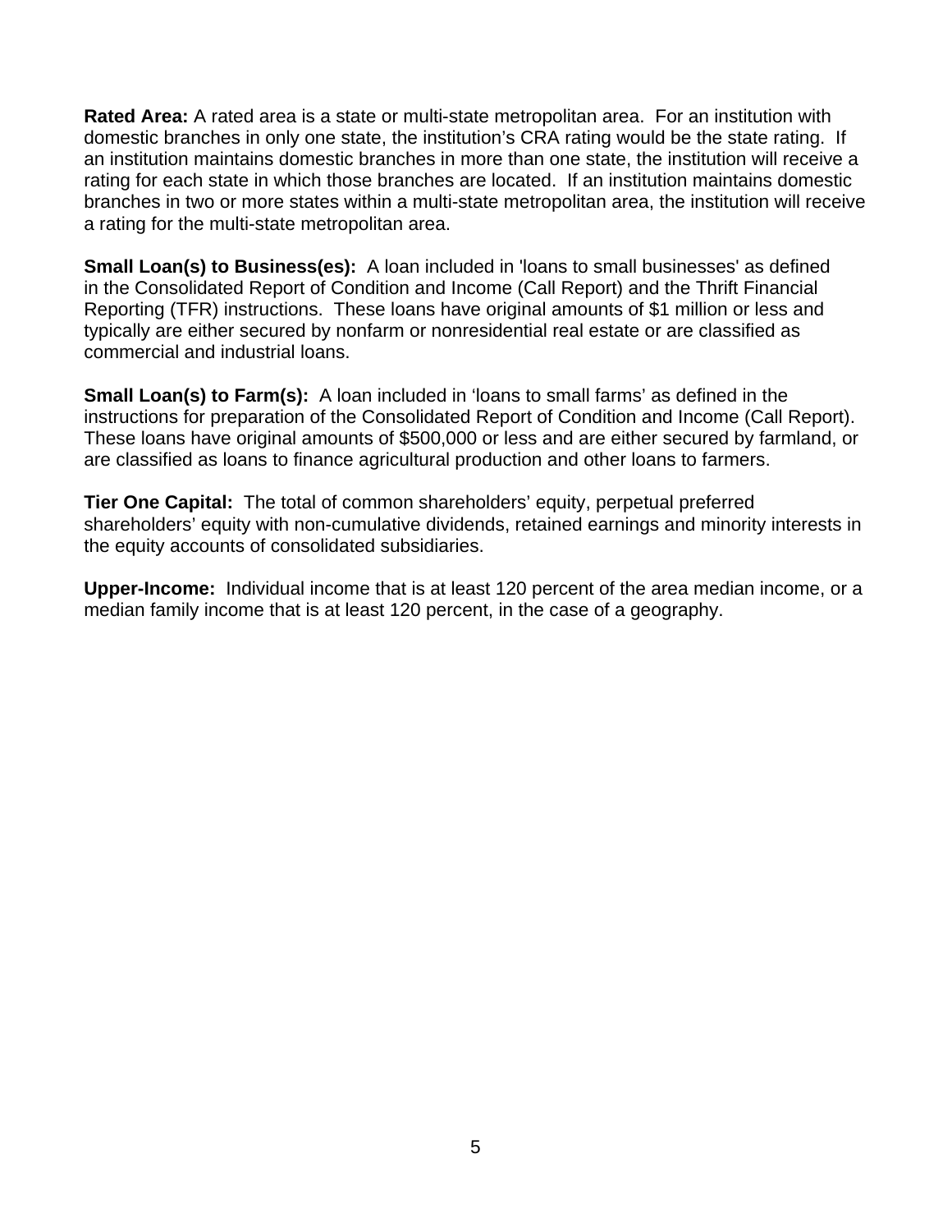**Rated Area:** A rated area is a state or multi-state metropolitan area. For an institution with domestic branches in only one state, the institution's CRA rating would be the state rating. If an institution maintains domestic branches in more than one state, the institution will receive a rating for each state in which those branches are located. If an institution maintains domestic branches in two or more states within a multi-state metropolitan area, the institution will receive a rating for the multi-state metropolitan area.

**Small Loan(s) to Business(es):** A loan included in 'loans to small businesses' as defined in the Consolidated Report of Condition and Income (Call Report) and the Thrift Financial Reporting (TFR) instructions. These loans have original amounts of $1 million or less and typically are either secured by nonfarm or nonresidential real estate or are classified as commercial and industrial loans.

**Small Loan(s) to Farm(s):** A loan included in 'loans to small farms' as defined in the instructions for preparation of the Consolidated Report of Condition and Income (Call Report). These loans have original amounts of $500,000 or less and are either secured by farmland, or are classified as loans to finance agricultural production and other loans to farmers.

**Tier One Capital:** The total of common shareholders' equity, perpetual preferred shareholders' equity with non-cumulative dividends, retained earnings and minority interests in the equity accounts of consolidated subsidiaries.

**Upper-Income:** Individual income that is at least 120 percent of the area median income, or a median family income that is at least 120 percent, in the case of a geography.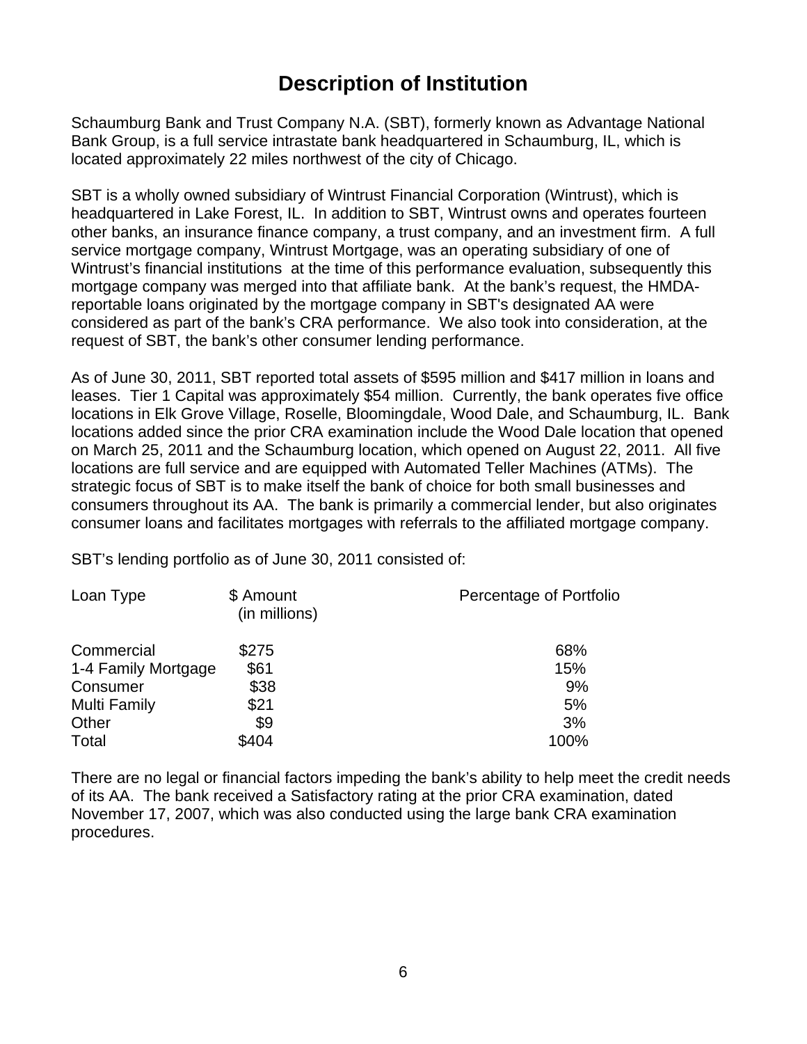# Description of Institution

Schaumburg Bank and Trust Company N.A. (SBT), formerly known as Advantage National Bank Group, is a full service intrastate bank headquartered in Schaumburg, IL, which is located approximately 22 miles northwest of the city of Chicago.

SBT is a wholly owned subsidiary of Wintrust Financial Corporation (Wintrust), which is headquartered in Lake Forest, IL. In addition to SBT, Wintrust owns and operates fourteen other banks, an insurance finance company, a trust company, and an investment firm. A full service mortgage company, Wintrust Mortgage, was an operating subsidiary of one of Wintrust's financial institutions at the time of this performance evaluation, subsequently this mortgage company was merged into that affiliate bank. At the bank's request, the HMDA-reportable loans originated by the mortgage company in SBT's designated AA were considered as part of the bank's CRA performance. We also took into consideration, at the request of SBT, the bank's other consumer lending performance.

As of June 30, 2011, SBT reported total assets of $595 million and $417 million in loans and leases. Tier 1 Capital was approximately $54 million. Currently, the bank operates five office locations in Elk Grove Village, Roselle, Bloomingdale, Wood Dale, and Schaumburg, IL. Bank locations added since the prior CRA examination include the Wood Dale location that opened on March 25, 2011 and the Schaumburg location, which opened on August 22, 2011. All five locations are full service and are equipped with Automated Teller Machines (ATMs). The strategic focus of SBT is to make itself the bank of choice for both small businesses and consumers throughout its AA. The bank is primarily a commercial lender, but also originates consumer loans and facilitates mortgages with referrals to the affiliated mortgage company.

SBT's lending portfolio as of June 30, 2011 consisted of:

| Loan Type | $ Amount (in millions) | Percentage of Portfolio |
|---|---|---|
| Commercial | $275 | 68% |
| 1-4 Family Mortgage | $61 | 15% |
| Consumer | $38 | 9% |
| Multi Family | $21 | 5% |
| Other | $9 | 3% |
| Total | $404 | 100% |

There are no legal or financial factors impeding the bank's ability to help meet the credit needs of its AA. The bank received a Satisfactory rating at the prior CRA examination, dated November 17, 2007, which was also conducted using the large bank CRA examination procedures.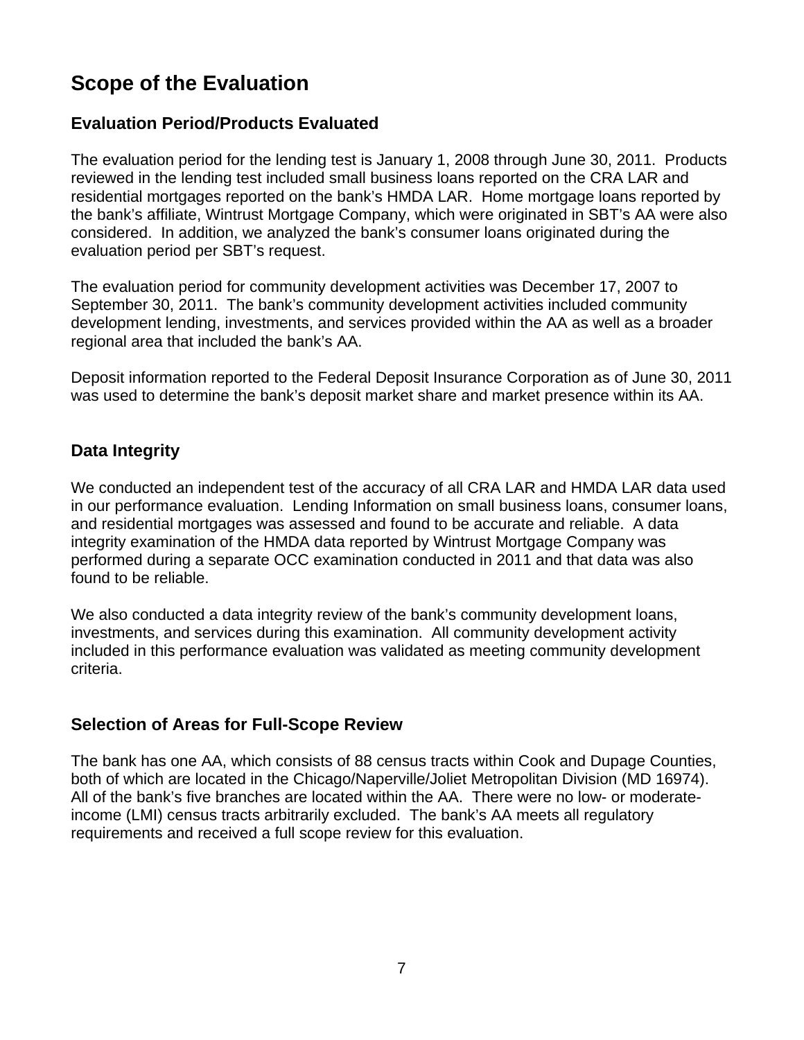# Scope of the Evaluation

## Evaluation Period/Products Evaluated

The evaluation period for the lending test is January 1, 2008 through June 30, 2011. Products reviewed in the lending test included small business loans reported on the CRA LAR and residential mortgages reported on the bank's HMDA LAR. Home mortgage loans reported by the bank's affiliate, Wintrust Mortgage Company, which were originated in SBT's AA were also considered. In addition, we analyzed the bank's consumer loans originated during the evaluation period per SBT's request.

The evaluation period for community development activities was December 17, 2007 to September 30, 2011. The bank's community development activities included community development lending, investments, and services provided within the AA as well as a broader regional area that included the bank's AA.

Deposit information reported to the Federal Deposit Insurance Corporation as of June 30, 2011 was used to determine the bank's deposit market share and market presence within its AA.

## Data Integrity

We conducted an independent test of the accuracy of all CRA LAR and HMDA LAR data used in our performance evaluation. Lending Information on small business loans, consumer loans, and residential mortgages was assessed and found to be accurate and reliable. A data integrity examination of the HMDA data reported by Wintrust Mortgage Company was performed during a separate OCC examination conducted in 2011 and that data was also found to be reliable.

We also conducted a data integrity review of the bank's community development loans, investments, and services during this examination. All community development activity included in this performance evaluation was validated as meeting community development criteria.

## Selection of Areas for Full-Scope Review

The bank has one AA, which consists of 88 census tracts within Cook and Dupage Counties, both of which are located in the Chicago/Naperville/Joliet Metropolitan Division (MD 16974). All of the bank's five branches are located within the AA. There were no low- or moderate-income (LMI) census tracts arbitrarily excluded. The bank's AA meets all regulatory requirements and received a full scope review for this evaluation.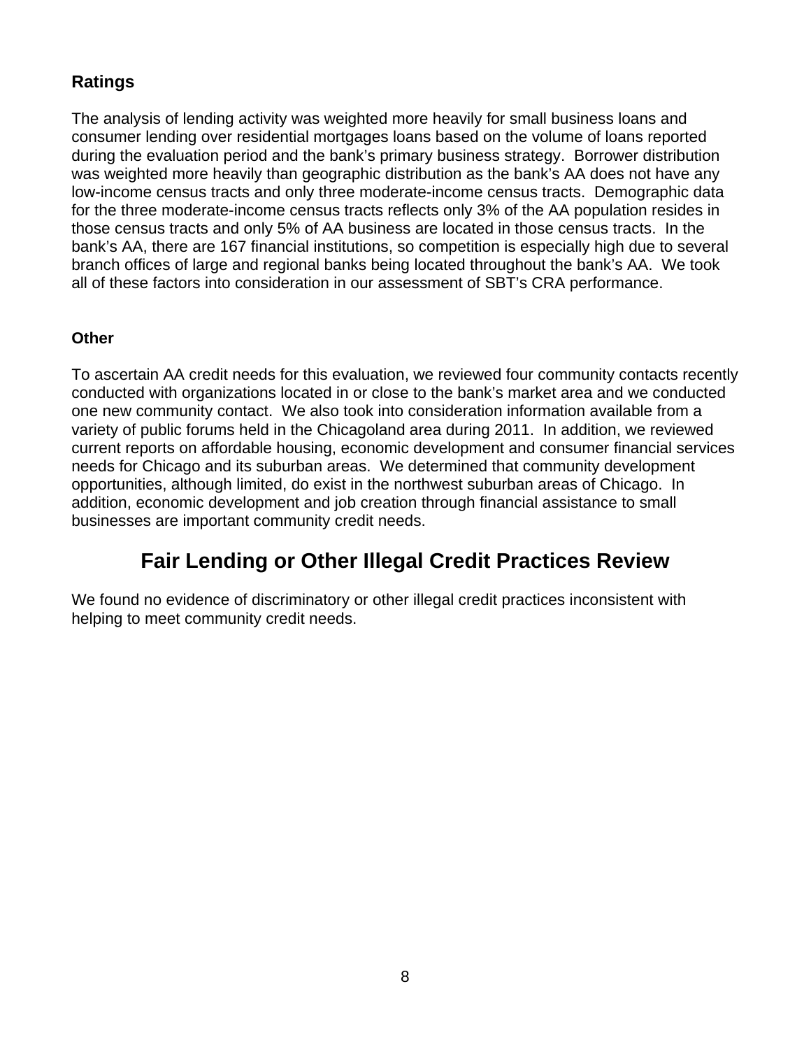### Ratings

The analysis of lending activity was weighted more heavily for small business loans and consumer lending over residential mortgages loans based on the volume of loans reported during the evaluation period and the bank's primary business strategy. Borrower distribution was weighted more heavily than geographic distribution as the bank's AA does not have any low-income census tracts and only three moderate-income census tracts. Demographic data for the three moderate-income census tracts reflects only 3% of the AA population resides in those census tracts and only 5% of AA business are located in those census tracts. In the bank's AA, there are 167 financial institutions, so competition is especially high due to several branch offices of large and regional banks being located throughout the bank's AA. We took all of these factors into consideration in our assessment of SBT's CRA performance.

### Other

To ascertain AA credit needs for this evaluation, we reviewed four community contacts recently conducted with organizations located in or close to the bank's market area and we conducted one new community contact. We also took into consideration information available from a variety of public forums held in the Chicagoland area during 2011. In addition, we reviewed current reports on affordable housing, economic development and consumer financial services needs for Chicago and its suburban areas. We determined that community development opportunities, although limited, do exist in the northwest suburban areas of Chicago. In addition, economic development and job creation through financial assistance to small businesses are important community credit needs.

## Fair Lending or Other Illegal Credit Practices Review

We found no evidence of discriminatory or other illegal credit practices inconsistent with helping to meet community credit needs.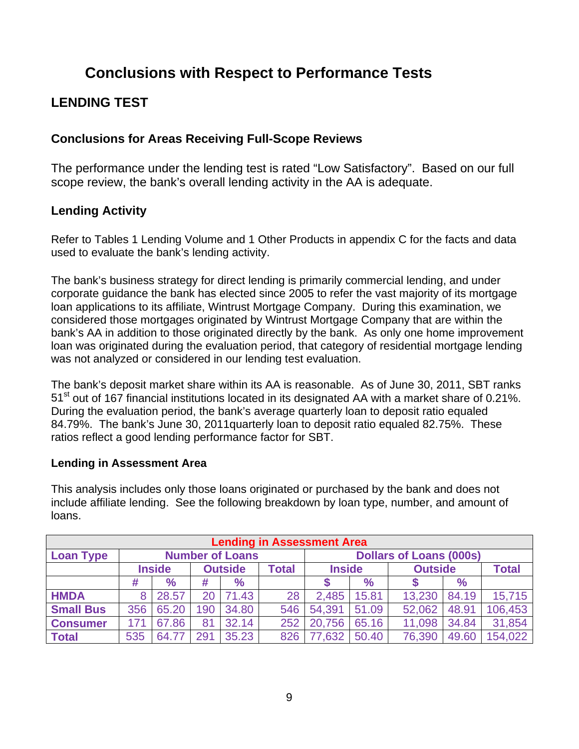# Conclusions with Respect to Performance Tests

## LENDING TEST

### Conclusions for Areas Receiving Full-Scope Reviews

The performance under the lending test is rated "Low Satisfactory". Based on our full scope review, the bank's overall lending activity in the AA is adequate.

### Lending Activity

Refer to Tables 1 Lending Volume and 1 Other Products in appendix C for the facts and data used to evaluate the bank's lending activity.

The bank's business strategy for direct lending is primarily commercial lending, and under corporate guidance the bank has elected since 2005 to refer the vast majority of its mortgage loan applications to its affiliate, Wintrust Mortgage Company. During this examination, we considered those mortgages originated by Wintrust Mortgage Company that are within the bank's AA in addition to those originated directly by the bank. As only one home improvement loan was originated during the evaluation period, that category of residential mortgage lending was not analyzed or considered in our lending test evaluation.

The bank's deposit market share within its AA is reasonable. As of June 30, 2011, SBT ranks 51st out of 167 financial institutions located in its designated AA with a market share of 0.21%. During the evaluation period, the bank's average quarterly loan to deposit ratio equaled 84.79%. The bank's June 30, 2011quarterly loan to deposit ratio equaled 82.75%. These ratios reflect a good lending performance factor for SBT.

#### Lending in Assessment Area

This analysis includes only those loans originated or purchased by the bank and does not include affiliate lending. See the following breakdown by loan type, number, and amount of loans.

| Lending in Assessment Area | | | | | | | | | | |
|---|---|---|---|---|---|---|---|---|---|---|
| Loan Type | Number of Loans | | | | | Dollars of Loans (000s) | | | | |
| | Inside | | Outside | | Total | Inside | | Outside | | Total |
| | # | % | # | % | | $ | % | $ | % | |
| HMDA | 8 | 28.57 | 20 | 71.43 | 28 | 2,485 | 15.81 | 13,230 | 84.19 | 15,715 |
| Small Bus | 356 | 65.20 | 190 | 34.80 | 546 | 54,391 | 51.09 | 52,062 | 48.91 | 106,453 |
| Consumer | 171 | 67.86 | 81 | 32.14 | 252 | 20,756 | 65.16 | 11,098 | 34.84 | 31,854 |
| Total | 535 | 64.77 | 291 | 35.23 | 826 | 77,632 | 50.40 | 76,390 | 49.60 | 154,022 |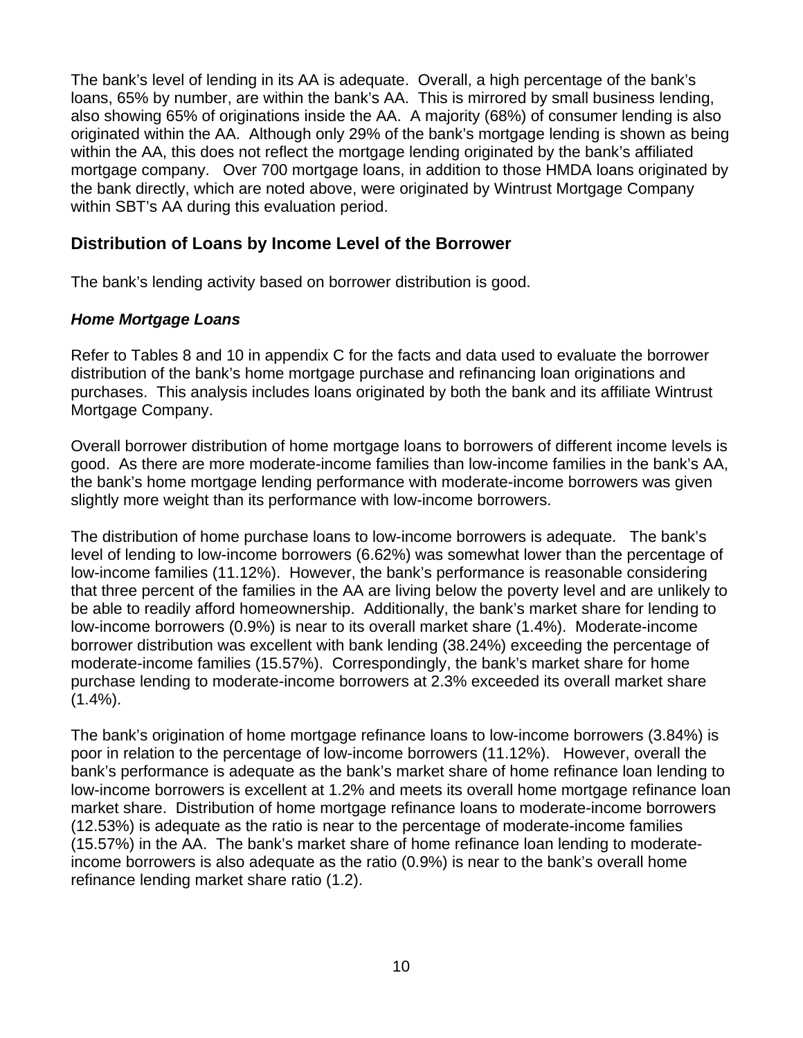The bank's level of lending in its AA is adequate. Overall, a high percentage of the bank's loans, 65% by number, are within the bank's AA. This is mirrored by small business lending, also showing 65% of originations inside the AA. A majority (68%) of consumer lending is also originated within the AA. Although only 29% of the bank's mortgage lending is shown as being within the AA, this does not reflect the mortgage lending originated by the bank's affiliated mortgage company. Over 700 mortgage loans, in addition to those HMDA loans originated by the bank directly, which are noted above, were originated by Wintrust Mortgage Company within SBT's AA during this evaluation period.

## Distribution of Loans by Income Level of the Borrower

The bank's lending activity based on borrower distribution is good.

### *Home Mortgage Loans*

Refer to Tables 8 and 10 in appendix C for the facts and data used to evaluate the borrower distribution of the bank's home mortgage purchase and refinancing loan originations and purchases. This analysis includes loans originated by both the bank and its affiliate Wintrust Mortgage Company.

Overall borrower distribution of home mortgage loans to borrowers of different income levels is good. As there are more moderate-income families than low-income families in the bank's AA, the bank's home mortgage lending performance with moderate-income borrowers was given slightly more weight than its performance with low-income borrowers.

The distribution of home purchase loans to low-income borrowers is adequate. The bank's level of lending to low-income borrowers (6.62%) was somewhat lower than the percentage of low-income families (11.12%). However, the bank's performance is reasonable considering that three percent of the families in the AA are living below the poverty level and are unlikely to be able to readily afford homeownership. Additionally, the bank's market share for lending to low-income borrowers (0.9%) is near to its overall market share (1.4%). Moderate-income borrower distribution was excellent with bank lending (38.24%) exceeding the percentage of moderate-income families (15.57%). Correspondingly, the bank's market share for home purchase lending to moderate-income borrowers at 2.3% exceeded its overall market share (1.4%).

The bank's origination of home mortgage refinance loans to low-income borrowers (3.84%) is poor in relation to the percentage of low-income borrowers (11.12%). However, overall the bank's performance is adequate as the bank's market share of home refinance loan lending to low-income borrowers is excellent at 1.2% and meets its overall home mortgage refinance loan market share. Distribution of home mortgage refinance loans to moderate-income borrowers (12.53%) is adequate as the ratio is near to the percentage of moderate-income families (15.57%) in the AA. The bank's market share of home refinance loan lending to moderate-income borrowers is also adequate as the ratio (0.9%) is near to the bank's overall home refinance lending market share ratio (1.2).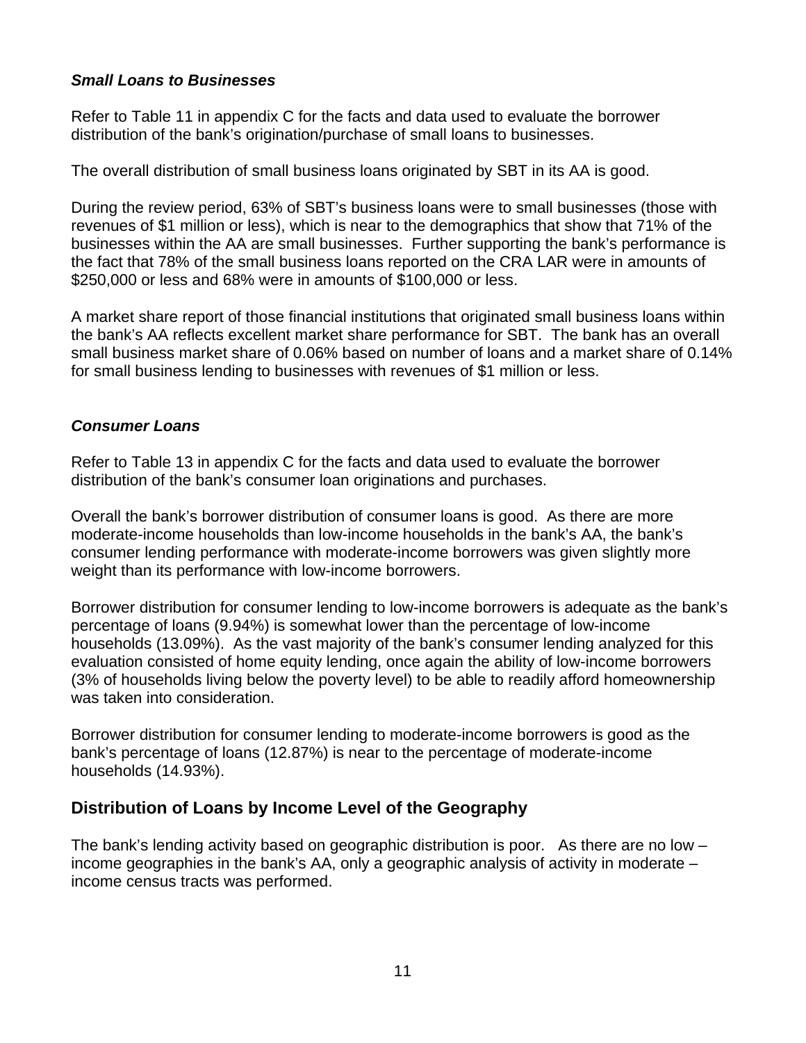### *Small Loans to Businesses*

Refer to Table 11 in appendix C for the facts and data used to evaluate the borrower distribution of the bank's origination/purchase of small loans to businesses.

The overall distribution of small business loans originated by SBT in its AA is good.

During the review period, 63% of SBT's business loans were to small businesses (those with revenues of $1 million or less), which is near to the demographics that show that 71% of the businesses within the AA are small businesses. Further supporting the bank's performance is the fact that 78% of the small business loans reported on the CRA LAR were in amounts of $250,000 or less and 68% were in amounts of $100,000 or less.

A market share report of those financial institutions that originated small business loans within the bank's AA reflects excellent market share performance for SBT. The bank has an overall small business market share of 0.06% based on number of loans and a market share of 0.14% for small business lending to businesses with revenues of $1 million or less.

### *Consumer Loans*

Refer to Table 13 in appendix C for the facts and data used to evaluate the borrower distribution of the bank's consumer loan originations and purchases.

Overall the bank's borrower distribution of consumer loans is good. As there are more moderate-income households than low-income households in the bank's AA, the bank's consumer lending performance with moderate-income borrowers was given slightly more weight than its performance with low-income borrowers.

Borrower distribution for consumer lending to low-income borrowers is adequate as the bank's percentage of loans (9.94%) is somewhat lower than the percentage of low-income households (13.09%). As the vast majority of the bank's consumer lending analyzed for this evaluation consisted of home equity lending, once again the ability of low-income borrowers (3% of households living below the poverty level) to be able to readily afford homeownership was taken into consideration.

Borrower distribution for consumer lending to moderate-income borrowers is good as the bank's percentage of loans (12.87%) is near to the percentage of moderate-income households (14.93%).

## Distribution of Loans by Income Level of the Geography

The bank's lending activity based on geographic distribution is poor. As there are no low – income geographies in the bank's AA, only a geographic analysis of activity in moderate – income census tracts was performed.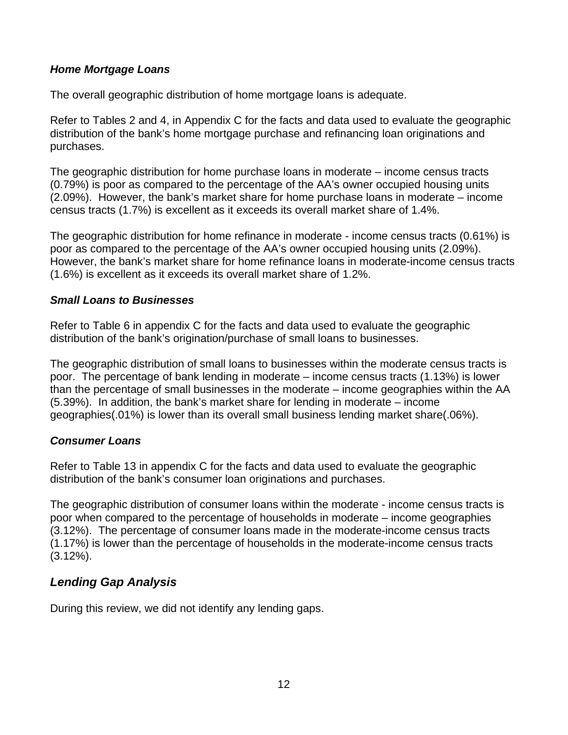### *Home Mortgage Loans*

The overall geographic distribution of home mortgage loans is adequate.

Refer to Tables 2 and 4, in Appendix C for the facts and data used to evaluate the geographic distribution of the bank's home mortgage purchase and refinancing loan originations and purchases.

The geographic distribution for home purchase loans in moderate – income census tracts (0.79%) is poor as compared to the percentage of the AA's owner occupied housing units (2.09%). However, the bank's market share for home purchase loans in moderate – income census tracts (1.7%) is excellent as it exceeds its overall market share of 1.4%.

The geographic distribution for home refinance in moderate - income census tracts (0.61%) is poor as compared to the percentage of the AA's owner occupied housing units (2.09%). However, the bank's market share for home refinance loans in moderate-income census tracts (1.6%) is excellent as it exceeds its overall market share of 1.2%.

### *Small Loans to Businesses*

Refer to Table 6 in appendix C for the facts and data used to evaluate the geographic distribution of the bank's origination/purchase of small loans to businesses.

The geographic distribution of small loans to businesses within the moderate census tracts is poor. The percentage of bank lending in moderate – income census tracts (1.13%) is lower than the percentage of small businesses in the moderate – income geographies within the AA (5.39%). In addition, the bank's market share for lending in moderate – income geographies(.01%) is lower than its overall small business lending market share(.06%).

### *Consumer Loans*

Refer to Table 13 in appendix C for the facts and data used to evaluate the geographic distribution of the bank's consumer loan originations and purchases.

The geographic distribution of consumer loans within the moderate - income census tracts is poor when compared to the percentage of households in moderate – income geographies (3.12%). The percentage of consumer loans made in the moderate-income census tracts (1.17%) is lower than the percentage of households in the moderate-income census tracts (3.12%).

## *Lending Gap Analysis*

During this review, we did not identify any lending gaps.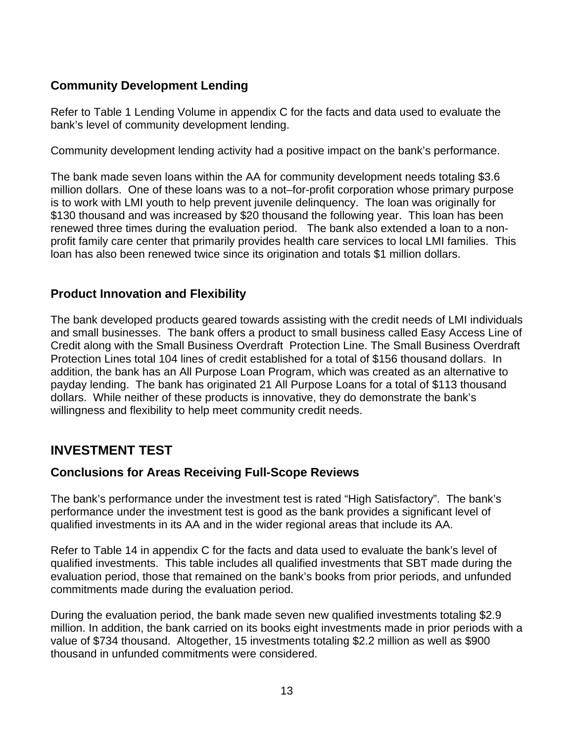### Community Development Lending

Refer to Table 1 Lending Volume in appendix C for the facts and data used to evaluate the bank's level of community development lending.

Community development lending activity had a positive impact on the bank's performance.

The bank made seven loans within the AA for community development needs totaling $3.6 million dollars. One of these loans was to a not–for-profit corporation whose primary purpose is to work with LMI youth to help prevent juvenile delinquency. The loan was originally for $130 thousand and was increased by $20 thousand the following year. This loan has been renewed three times during the evaluation period. The bank also extended a loan to a non-profit family care center that primarily provides health care services to local LMI families. This loan has also been renewed twice since its origination and totals $1 million dollars.

### Product Innovation and Flexibility

The bank developed products geared towards assisting with the credit needs of LMI individuals and small businesses. The bank offers a product to small business called Easy Access Line of Credit along with the Small Business Overdraft Protection Line. The Small Business Overdraft Protection Lines total 104 lines of credit established for a total of $156 thousand dollars. In addition, the bank has an All Purpose Loan Program, which was created as an alternative to payday lending. The bank has originated 21 All Purpose Loans for a total of $113 thousand dollars. While neither of these products is innovative, they do demonstrate the bank's willingness and flexibility to help meet community credit needs.

## INVESTMENT TEST

### Conclusions for Areas Receiving Full-Scope Reviews

The bank's performance under the investment test is rated "High Satisfactory". The bank's performance under the investment test is good as the bank provides a significant level of qualified investments in its AA and in the wider regional areas that include its AA.

Refer to Table 14 in appendix C for the facts and data used to evaluate the bank's level of qualified investments. This table includes all qualified investments that SBT made during the evaluation period, those that remained on the bank's books from prior periods, and unfunded commitments made during the evaluation period.

During the evaluation period, the bank made seven new qualified investments totaling $2.9 million. In addition, the bank carried on its books eight investments made in prior periods with a value of $734 thousand. Altogether, 15 investments totaling $2.2 million as well as $900 thousand in unfunded commitments were considered.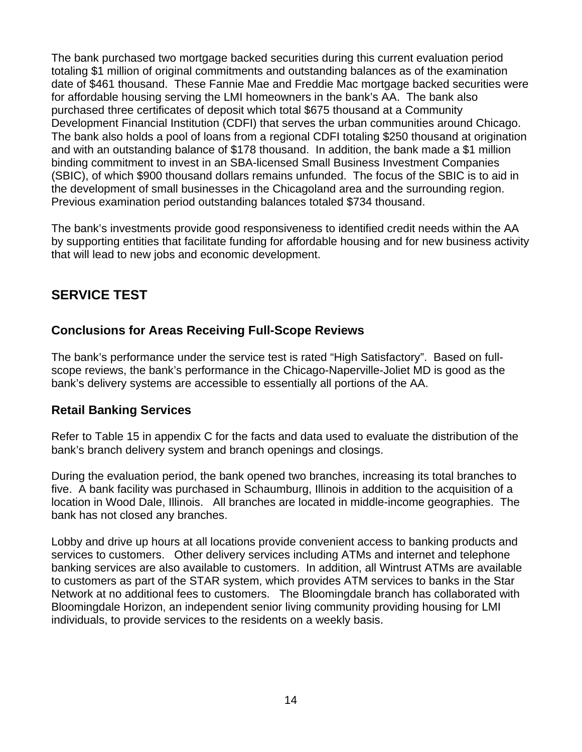The bank purchased two mortgage backed securities during this current evaluation period totaling $1 million of original commitments and outstanding balances as of the examination date of $461 thousand. These Fannie Mae and Freddie Mac mortgage backed securities were for affordable housing serving the LMI homeowners in the bank's AA. The bank also purchased three certificates of deposit which total $675 thousand at a Community Development Financial Institution (CDFI) that serves the urban communities around Chicago. The bank also holds a pool of loans from a regional CDFI totaling $250 thousand at origination and with an outstanding balance of $178 thousand. In addition, the bank made a $1 million binding commitment to invest in an SBA-licensed Small Business Investment Companies (SBIC), of which $900 thousand dollars remains unfunded. The focus of the SBIC is to aid in the development of small businesses in the Chicagoland area and the surrounding region. Previous examination period outstanding balances totaled $734 thousand.

The bank's investments provide good responsiveness to identified credit needs within the AA by supporting entities that facilitate funding for affordable housing and for new business activity that will lead to new jobs and economic development.

## SERVICE TEST

### Conclusions for Areas Receiving Full-Scope Reviews

The bank's performance under the service test is rated "High Satisfactory". Based on full-scope reviews, the bank's performance in the Chicago-Naperville-Joliet MD is good as the bank's delivery systems are accessible to essentially all portions of the AA.

### Retail Banking Services

Refer to Table 15 in appendix C for the facts and data used to evaluate the distribution of the bank's branch delivery system and branch openings and closings.

During the evaluation period, the bank opened two branches, increasing its total branches to five. A bank facility was purchased in Schaumburg, Illinois in addition to the acquisition of a location in Wood Dale, Illinois. All branches are located in middle-income geographies. The bank has not closed any branches.

Lobby and drive up hours at all locations provide convenient access to banking products and services to customers. Other delivery services including ATMs and internet and telephone banking services are also available to customers. In addition, all Wintrust ATMs are available to customers as part of the STAR system, which provides ATM services to banks in the Star Network at no additional fees to customers. The Bloomingdale branch has collaborated with Bloomingdale Horizon, an independent senior living community providing housing for LMI individuals, to provide services to the residents on a weekly basis.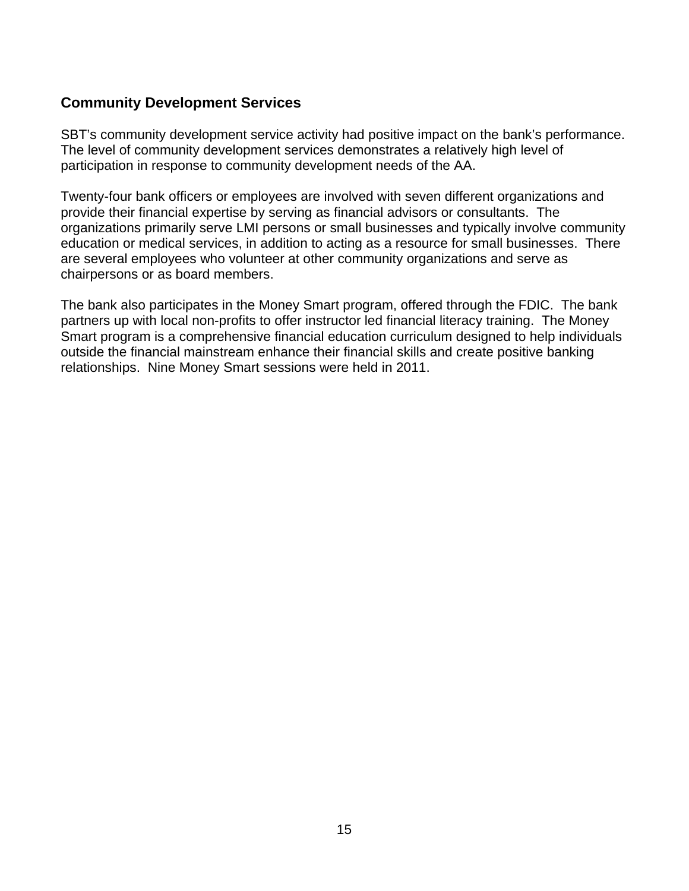## Community Development Services

SBT's community development service activity had positive impact on the bank's performance. The level of community development services demonstrates a relatively high level of participation in response to community development needs of the AA.

Twenty-four bank officers or employees are involved with seven different organizations and provide their financial expertise by serving as financial advisors or consultants. The organizations primarily serve LMI persons or small businesses and typically involve community education or medical services, in addition to acting as a resource for small businesses. There are several employees who volunteer at other community organizations and serve as chairpersons or as board members.

The bank also participates in the Money Smart program, offered through the FDIC. The bank partners up with local non-profits to offer instructor led financial literacy training. The Money Smart program is a comprehensive financial education curriculum designed to help individuals outside the financial mainstream enhance their financial skills and create positive banking relationships. Nine Money Smart sessions were held in 2011.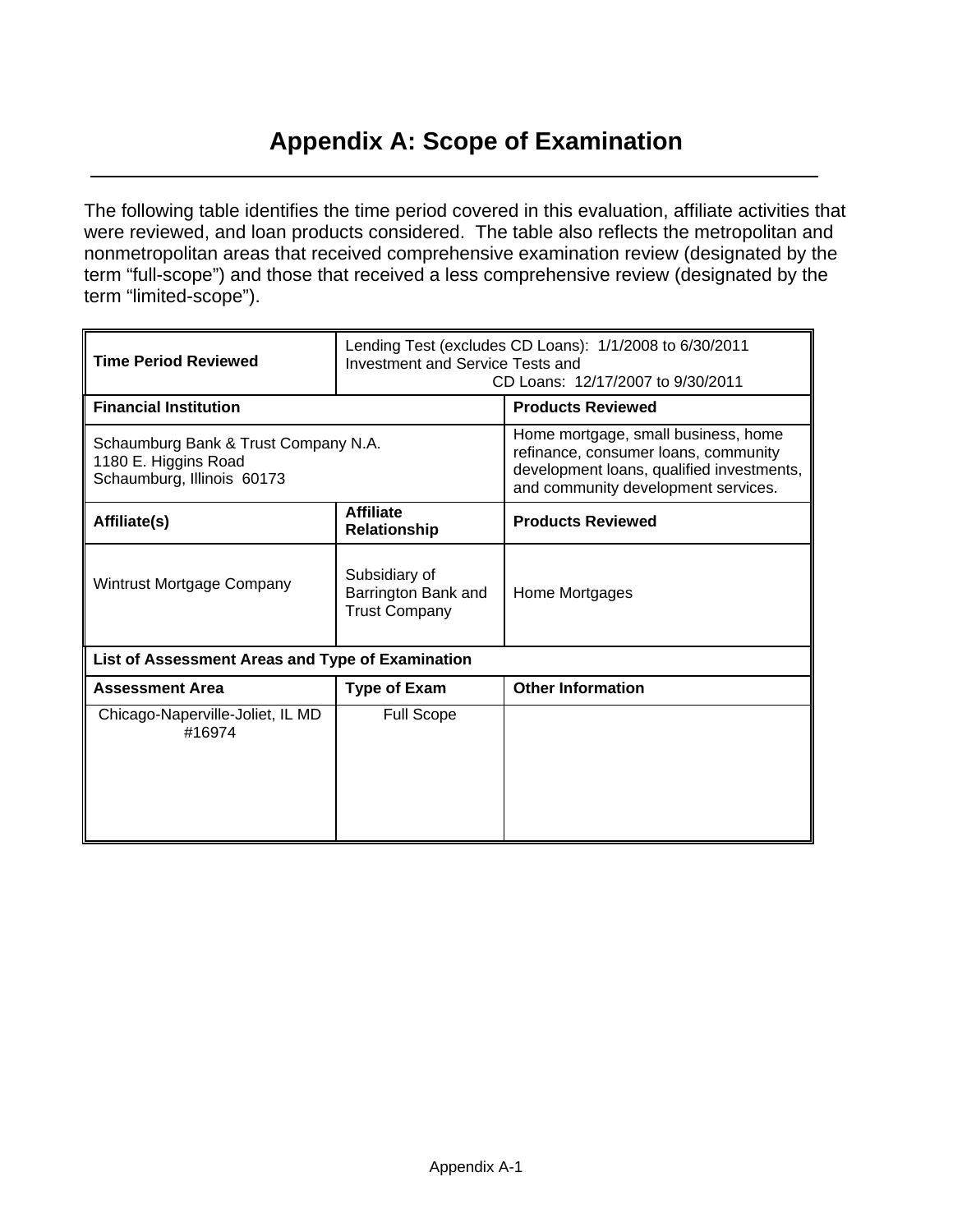# Appendix A: Scope of Examination

The following table identifies the time period covered in this evaluation, affiliate activities that were reviewed, and loan products considered. The table also reflects the metropolitan and nonmetropolitan areas that received comprehensive examination review (designated by the term "full-scope") and those that received a less comprehensive review (designated by the term "limited-scope").

| **Time Period Reviewed** | Lending Test (excludes CD Loans): 1/1/2008 to 6/30/2011<br>Investment and Service Tests and<br>CD Loans: 12/17/2007 to 9/30/2011 | |
|---|---|---|
| **Financial Institution** | | **Products Reviewed** |
| Schaumburg Bank & Trust Company N.A.<br>1180 E. Higgins Road<br>Schaumburg, Illinois 60173 | | Home mortgage, small business, home refinance, consumer loans, community development loans, qualified investments, and community development services. |
| **Affiliate(s)** | **Affiliate Relationship** | **Products Reviewed** |
| Wintrust Mortgage Company | Subsidiary of Barrington Bank and Trust Company | Home Mortgages |
| **List of Assessment Areas and Type of Examination** | | |
| **Assessment Area** | **Type of Exam** | **Other Information** |
| Chicago-Naperville-Joliet, IL MD #16974 | Full Scope | |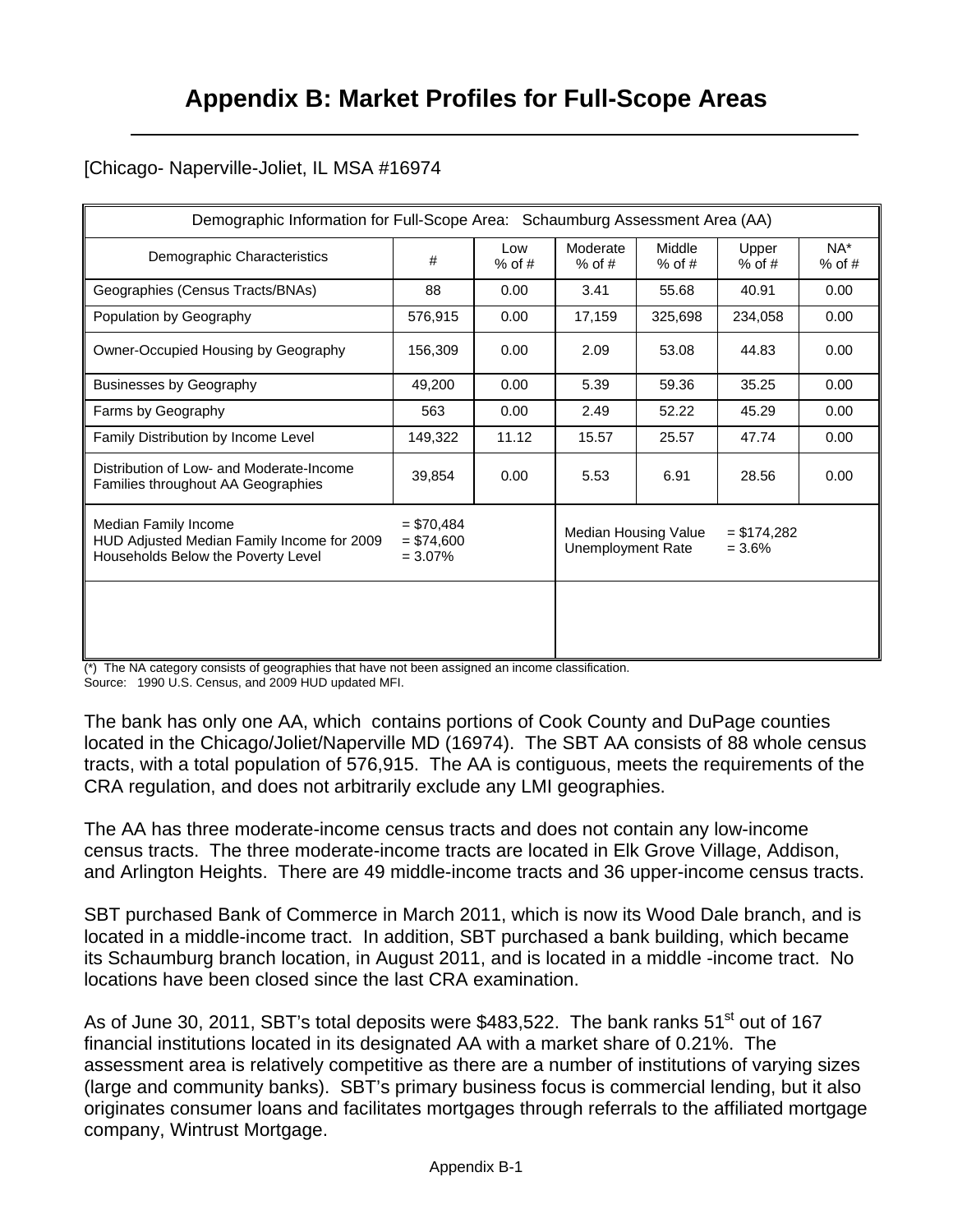# Appendix B: Market Profiles for Full-Scope Areas

[Chicago- Naperville-Joliet, IL MSA #16974

| Demographic Information for Full-Scope Area: Schaumburg Assessment Area (AA) | | | | | | |
|---|---|---|---|---|---|---|
| Demographic Characteristics | # | Low % of # | Moderate % of # | Middle % of # | Upper % of # | NA* % of # |
| Geographies (Census Tracts/BNAs) | 88 | 0.00 | 3.41 | 55.68 | 40.91 | 0.00 |
| Population by Geography | 576,915 | 0.00 | 17,159 | 325,698 | 234,058 | 0.00 |
| Owner-Occupied Housing by Geography | 156,309 | 0.00 | 2.09 | 53.08 | 44.83 | 0.00 |
| Businesses by Geography | 49,200 | 0.00 | 5.39 | 59.36 | 35.25 | 0.00 |
| Farms by Geography | 563 | 0.00 | 2.49 | 52.22 | 45.29 | 0.00 |
| Family Distribution by Income Level | 149,322 | 11.12 | 15.57 | 25.57 | 47.74 | 0.00 |
| Distribution of Low- and Moderate-Income Families throughout AA Geographies | 39,854 | 0.00 | 5.53 | 6.91 | 28.56 | 0.00 |
| Median Family Income<br>HUD Adjusted Median Family Income for 2009<br>Households Below the Poverty Level | = $70,484<br>= $74,600<br>= 3.07% | | Median Housing Value<br>Unemployment Rate | | = $174,282<br>= 3.6% | |

(*) The NA category consists of geographies that have not been assigned an income classification.
Source: 1990 U.S. Census, and 2009 HUD updated MFI.

The bank has only one AA, which contains portions of Cook County and DuPage counties located in the Chicago/Joliet/Naperville MD (16974). The SBT AA consists of 88 whole census tracts, with a total population of 576,915. The AA is contiguous, meets the requirements of the CRA regulation, and does not arbitrarily exclude any LMI geographies.

The AA has three moderate-income census tracts and does not contain any low-income census tracts. The three moderate-income tracts are located in Elk Grove Village, Addison, and Arlington Heights. There are 49 middle-income tracts and 36 upper-income census tracts.

SBT purchased Bank of Commerce in March 2011, which is now its Wood Dale branch, and is located in a middle-income tract. In addition, SBT purchased a bank building, which became its Schaumburg branch location, in August 2011, and is located in a middle -income tract. No locations have been closed since the last CRA examination.

As of June 30, 2011, SBT's total deposits were $483,522. The bank ranks 51st out of 167 financial institutions located in its designated AA with a market share of 0.21%. The assessment area is relatively competitive as there are a number of institutions of varying sizes (large and community banks). SBT's primary business focus is commercial lending, but it also originates consumer loans and facilitates mortgages through referrals to the affiliated mortgage company, Wintrust Mortgage.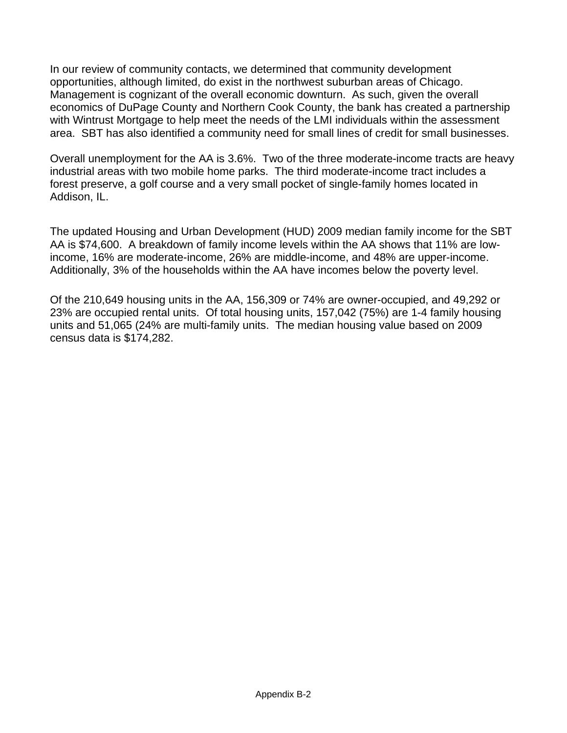In our review of community contacts, we determined that community development opportunities, although limited, do exist in the northwest suburban areas of Chicago. Management is cognizant of the overall economic downturn. As such, given the overall economics of DuPage County and Northern Cook County, the bank has created a partnership with Wintrust Mortgage to help meet the needs of the LMI individuals within the assessment area. SBT has also identified a community need for small lines of credit for small businesses.

Overall unemployment for the AA is 3.6%. Two of the three moderate-income tracts are heavy industrial areas with two mobile home parks. The third moderate-income tract includes a forest preserve, a golf course and a very small pocket of single-family homes located in Addison, IL.

The updated Housing and Urban Development (HUD) 2009 median family income for the SBT AA is $74,600. A breakdown of family income levels within the AA shows that 11% are low-income, 16% are moderate-income, 26% are middle-income, and 48% are upper-income. Additionally, 3% of the households within the AA have incomes below the poverty level.

Of the 210,649 housing units in the AA, 156,309 or 74% are owner-occupied, and 49,292 or 23% are occupied rental units. Of total housing units, 157,042 (75%) are 1-4 family housing units and 51,065 (24% are multi-family units. The median housing value based on 2009 census data is $174,282.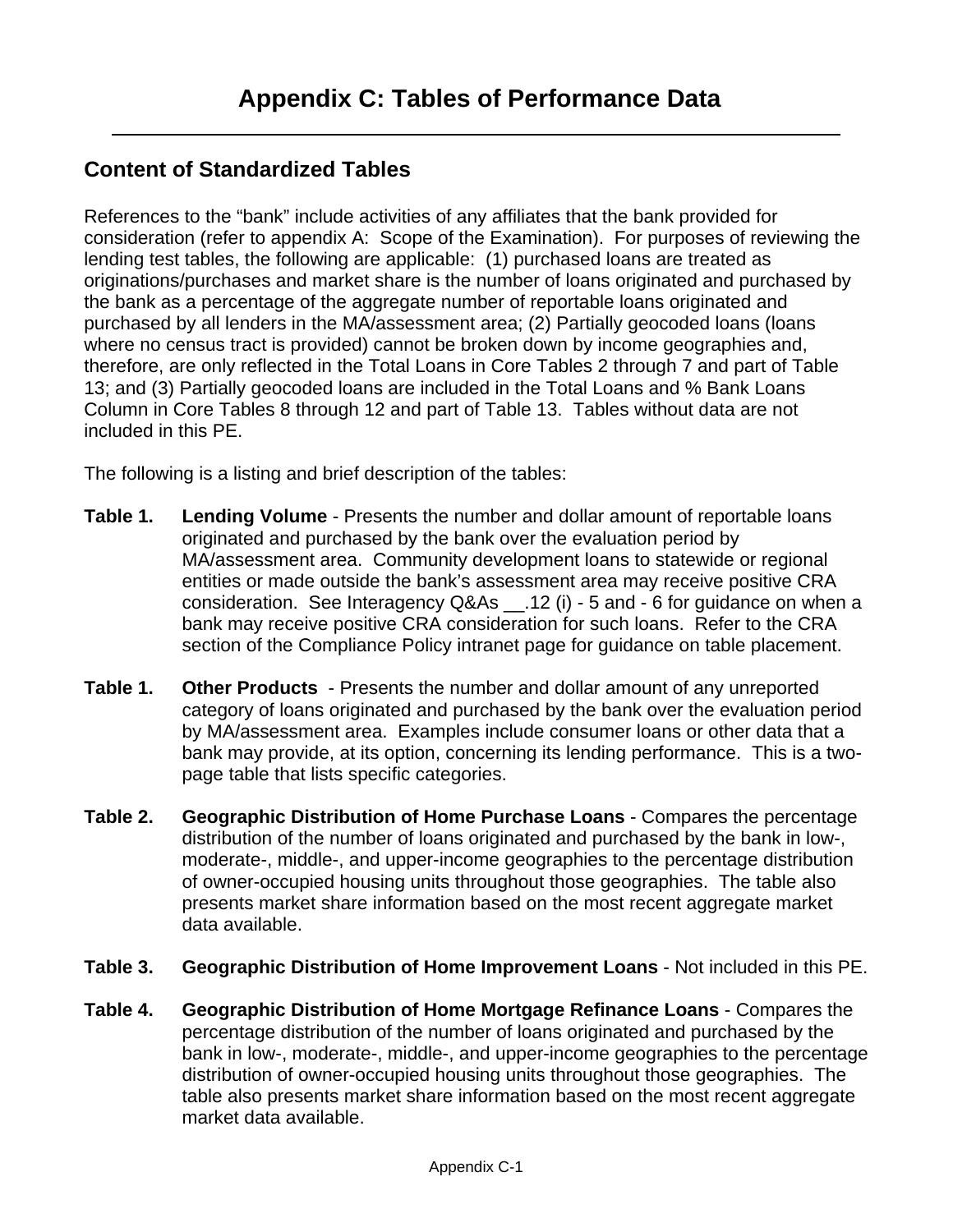# Appendix C: Tables of Performance Data

## Content of Standardized Tables

References to the "bank" include activities of any affiliates that the bank provided for consideration (refer to appendix A: Scope of the Examination). For purposes of reviewing the lending test tables, the following are applicable: (1) purchased loans are treated as originations/purchases and market share is the number of loans originated and purchased by the bank as a percentage of the aggregate number of reportable loans originated and purchased by all lenders in the MA/assessment area; (2) Partially geocoded loans (loans where no census tract is provided) cannot be broken down by income geographies and, therefore, are only reflected in the Total Loans in Core Tables 2 through 7 and part of Table 13; and (3) Partially geocoded loans are included in the Total Loans and % Bank Loans Column in Core Tables 8 through 12 and part of Table 13. Tables without data are not included in this PE.

The following is a listing and brief description of the tables:

**Table 1. Lending Volume** - Presents the number and dollar amount of reportable loans originated and purchased by the bank over the evaluation period by MA/assessment area. Community development loans to statewide or regional entities or made outside the bank's assessment area may receive positive CRA consideration. See Interagency Q&As __.12 (i) - 5 and - 6 for guidance on when a bank may receive positive CRA consideration for such loans. Refer to the CRA section of the Compliance Policy intranet page for guidance on table placement.

**Table 1. Other Products** - Presents the number and dollar amount of any unreported category of loans originated and purchased by the bank over the evaluation period by MA/assessment area. Examples include consumer loans or other data that a bank may provide, at its option, concerning its lending performance. This is a two-page table that lists specific categories.

**Table 2. Geographic Distribution of Home Purchase Loans** - Compares the percentage distribution of the number of loans originated and purchased by the bank in low-, moderate-, middle-, and upper-income geographies to the percentage distribution of owner-occupied housing units throughout those geographies. The table also presents market share information based on the most recent aggregate market data available.

**Table 3. Geographic Distribution of Home Improvement Loans** - Not included in this PE.

**Table 4. Geographic Distribution of Home Mortgage Refinance Loans** - Compares the percentage distribution of the number of loans originated and purchased by the bank in low-, moderate-, middle-, and upper-income geographies to the percentage distribution of owner-occupied housing units throughout those geographies. The table also presents market share information based on the most recent aggregate market data available.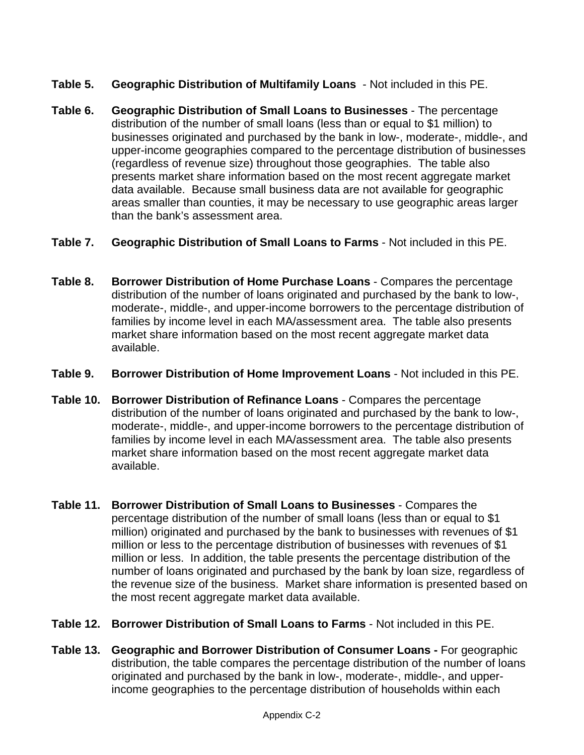**Table 5. Geographic Distribution of Multifamily Loans** - Not included in this PE.

**Table 6. Geographic Distribution of Small Loans to Businesses** - The percentage distribution of the number of small loans (less than or equal to $1 million) to businesses originated and purchased by the bank in low-, moderate-, middle-, and upper-income geographies compared to the percentage distribution of businesses (regardless of revenue size) throughout those geographies. The table also presents market share information based on the most recent aggregate market data available. Because small business data are not available for geographic areas smaller than counties, it may be necessary to use geographic areas larger than the bank's assessment area.

**Table 7. Geographic Distribution of Small Loans to Farms** - Not included in this PE.

**Table 8. Borrower Distribution of Home Purchase Loans** - Compares the percentage distribution of the number of loans originated and purchased by the bank to low-, moderate-, middle-, and upper-income borrowers to the percentage distribution of families by income level in each MA/assessment area. The table also presents market share information based on the most recent aggregate market data available.

**Table 9. Borrower Distribution of Home Improvement Loans** - Not included in this PE.

**Table 10. Borrower Distribution of Refinance Loans** - Compares the percentage distribution of the number of loans originated and purchased by the bank to low-, moderate-, middle-, and upper-income borrowers to the percentage distribution of families by income level in each MA/assessment area. The table also presents market share information based on the most recent aggregate market data available.

**Table 11. Borrower Distribution of Small Loans to Businesses** - Compares the percentage distribution of the number of small loans (less than or equal to $1 million) originated and purchased by the bank to businesses with revenues of $1 million or less to the percentage distribution of businesses with revenues of $1 million or less. In addition, the table presents the percentage distribution of the number of loans originated and purchased by the bank by loan size, regardless of the revenue size of the business. Market share information is presented based on the most recent aggregate market data available.

**Table 12. Borrower Distribution of Small Loans to Farms** - Not included in this PE.

**Table 13. Geographic and Borrower Distribution of Consumer Loans -** For geographic distribution, the table compares the percentage distribution of the number of loans originated and purchased by the bank in low-, moderate-, middle-, and upper-income geographies to the percentage distribution of households within each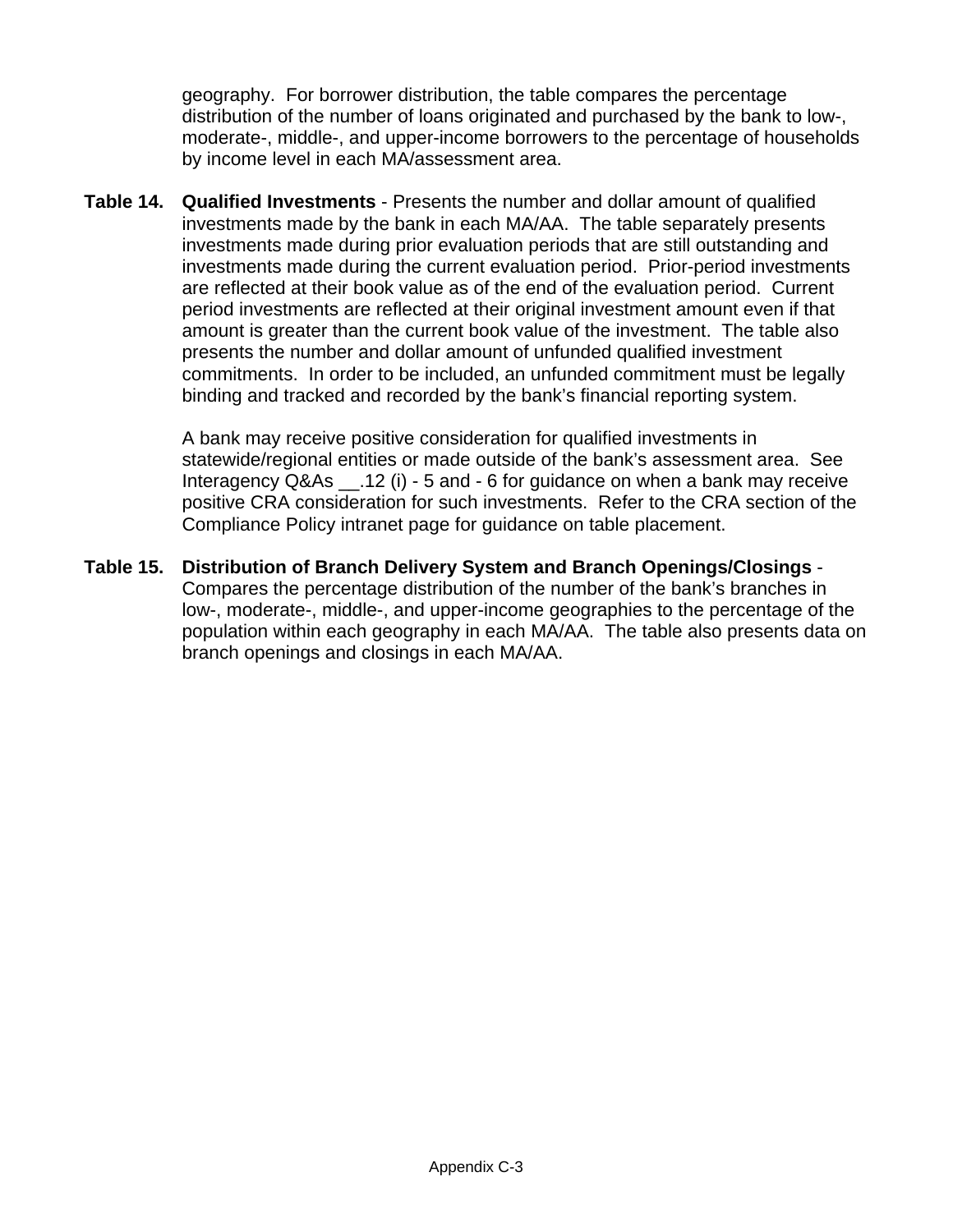geography. For borrower distribution, the table compares the percentage distribution of the number of loans originated and purchased by the bank to low-, moderate-, middle-, and upper-income borrowers to the percentage of households by income level in each MA/assessment area.

**Table 14.** **Qualified Investments** - Presents the number and dollar amount of qualified investments made by the bank in each MA/AA. The table separately presents investments made during prior evaluation periods that are still outstanding and investments made during the current evaluation period. Prior-period investments are reflected at their book value as of the end of the evaluation period. Current period investments are reflected at their original investment amount even if that amount is greater than the current book value of the investment. The table also presents the number and dollar amount of unfunded qualified investment commitments. In order to be included, an unfunded commitment must be legally binding and tracked and recorded by the bank's financial reporting system.

A bank may receive positive consideration for qualified investments in statewide/regional entities or made outside of the bank's assessment area. See Interagency Q&As __.12 (i) - 5 and - 6 for guidance on when a bank may receive positive CRA consideration for such investments. Refer to the CRA section of the Compliance Policy intranet page for guidance on table placement.

**Table 15.** **Distribution of Branch Delivery System and Branch Openings/Closings** - Compares the percentage distribution of the number of the bank's branches in low-, moderate-, middle-, and upper-income geographies to the percentage of the population within each geography in each MA/AA. The table also presents data on branch openings and closings in each MA/AA.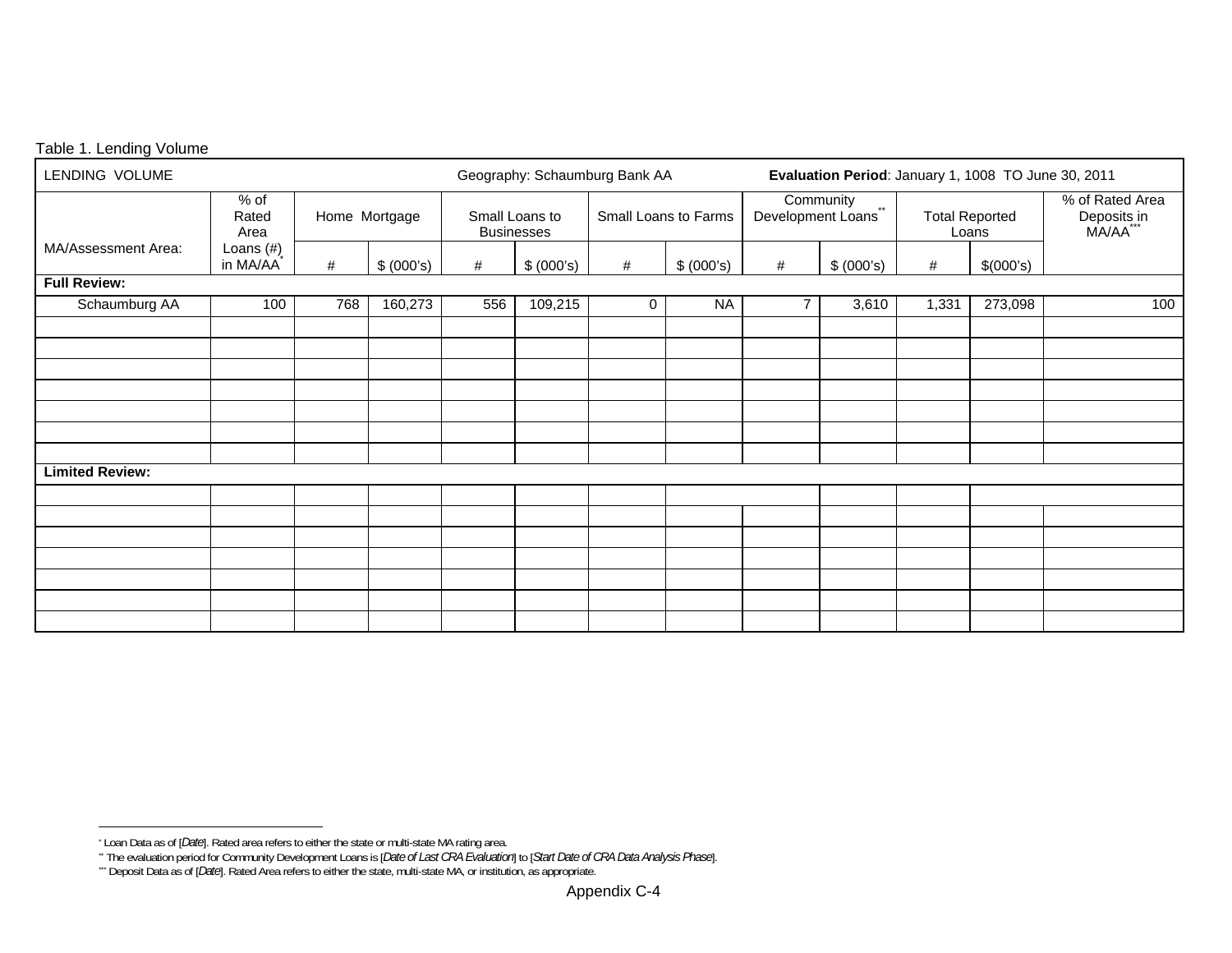Table 1. Lending Volume

| LENDING VOLUME | | Geography: Schaumburg Bank AA | | | | | | Evaluation Period: January 1, 1008 TO June 30, 2011 | | | | |
|---|---|---|---|---|---|---|---|---|---|---|---|---|
| MA/Assessment Area: | % of Rated Area Loans (#) in MA/AA[*] | Home Mortgage | | Small Loans to Businesses | | Small Loans to Farms | | Community Development Loans[**] | | Total Reported Loans | | % of Rated Area Deposits in MA/AA[***] |
| | | # | $ (000's) | # | $ (000's) | # | $ (000's) | # | $ (000's) | # | $(000's) | |
| **Full Review:** | | | | | | | | | | | | |
| Schaumburg AA | 100 | 768 | 160,273 | 556 | 109,215 | 0 | NA | 7 | 3,610 | 1,331 | 273,098 | 100 |
| | | | | | | | | | | | | |
| | | | | | | | | | | | | |
| | | | | | | | | | | | | |
| | | | | | | | | | | | | |
| | | | | | | | | | | | | |
| | | | | | | | | | | | | |
| | | | | | | | | | | | | |
| **Limited Review:** | | | | | | | | | | | | |
| | | | | | | | | | | | | |
| | | | | | | | | | | | | |
| | | | | | | | | | | | | |
| | | | | | | | | | | | | |
| | | | | | | | | | | | | |
| | | | | | | | | | | | | |
| | | | | | | | | | | | | |

[*] Loan Data as of [*Date*]. Rated area refers to either the state or multi-state MA rating area.

[**] The evaluation period for Community Development Loans is [*Date of Last CRA Evaluation*] to [*Start Date of CRA Data Analysis Phase*].

[***] Deposit Data as of [*Date*]. Rated Area refers to either the state, multi-state MA, or institution, as appropriate.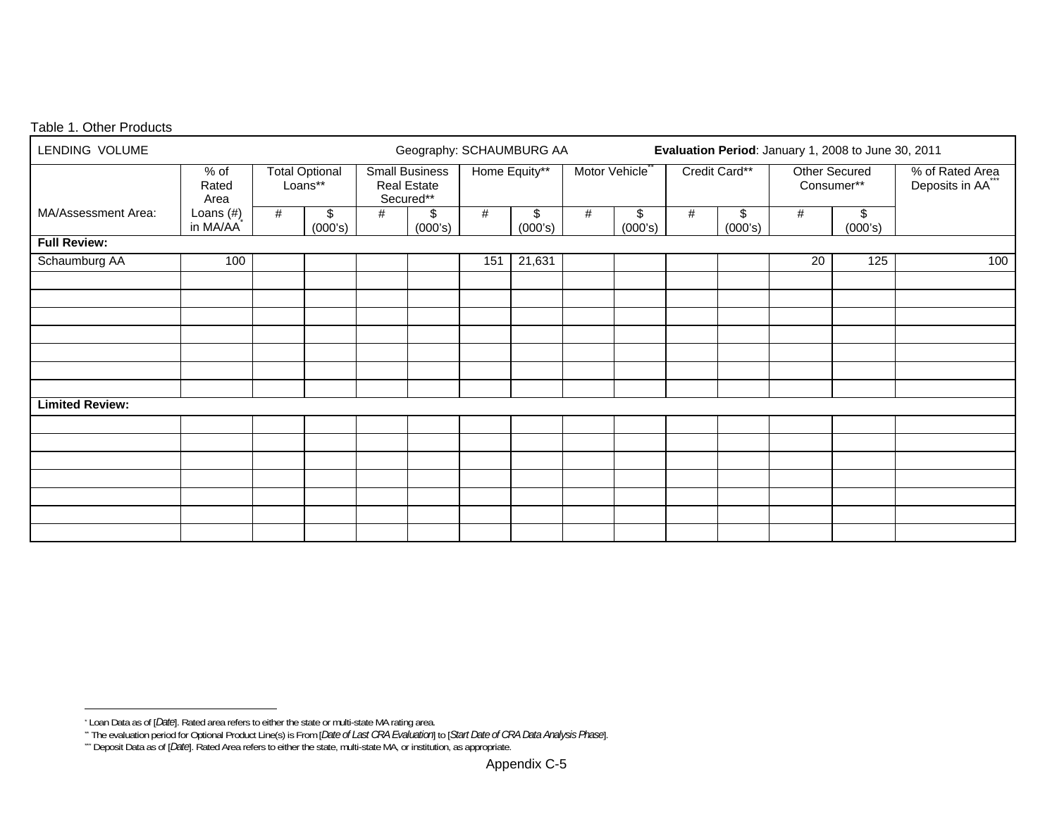Table 1. Other Products

| LENDING VOLUME | | | | | | Geography: SCHAUMBURG AA | | | | | | **Evaluation Period**: January 1, 2008 to June 30, 2011 | | |
|---|---|---|---|---|---|---|---|---|---|---|---|---|---|---|
| | % of Rated Area | Total Optional Loans** | | Small Business Real Estate Secured** | | Home Equity** | | Motor Vehicle** | | Credit Card** | | Other Secured Consumer** | | % of Rated Area Deposits in AA*** |
| MA/Assessment Area: | Loans (#) in MA/AA* | # | $ (000's) | # | $ (000's) | # | $ (000's) | # | $ (000's) | # | $ (000's) | # | $ (000's) | |
| **Full Review:** | | | | | | | | | | | | | | |
| Schaumburg AA | 100 | | | | | 151 | 21,631 | | | | | 20 | 125 | 100 |
| | | | | | | | | | | | | | | |
| | | | | | | | | | | | | | | |
| | | | | | | | | | | | | | | |
| | | | | | | | | | | | | | | |
| | | | | | | | | | | | | | | |
| | | | | | | | | | | | | | | |
| | | | | | | | | | | | | | | |
| **Limited Review:** | | | | | | | | | | | | | | |
| | | | | | | | | | | | | | | |
| | | | | | | | | | | | | | | |
| | | | | | | | | | | | | | | |
| | | | | | | | | | | | | | | |
| | | | | | | | | | | | | | | |
| | | | | | | | | | | | | | | |
| | | | | | | | | | | | | | | |

* Loan Data as of [*Date*]. Rated area refers to either the state or multi-state MA rating area.

** The evaluation period for Optional Product Line(s) is From [*Date of Last CRA Evaluation*] to [*Start Date of CRA Data Analysis Phase*].

*** Deposit Data as of [*Date*]. Rated Area refers to either the state, multi-state MA, or institution, as appropriate.

Appendix C-5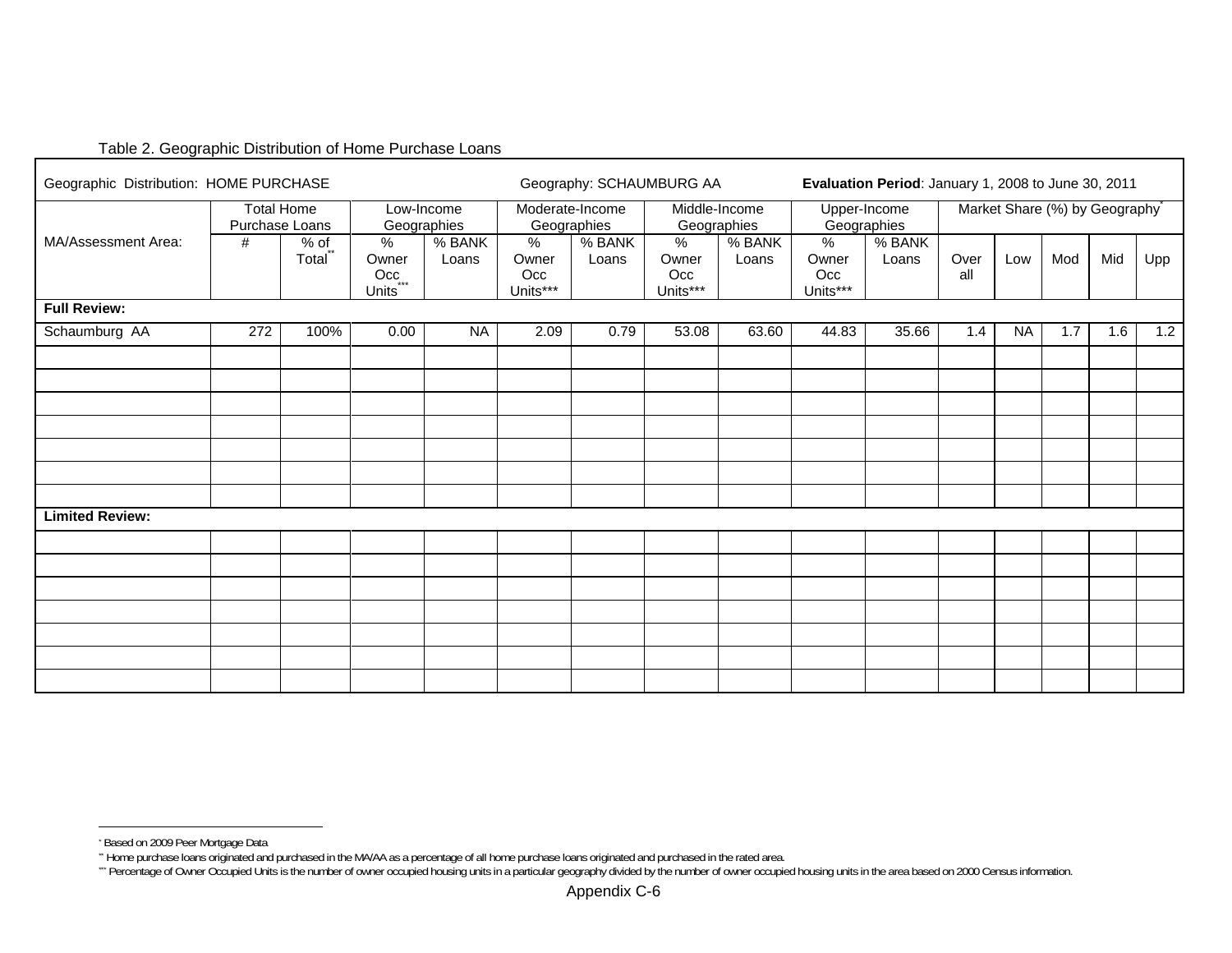Table 2. Geographic Distribution of Home Purchase Loans

| Geographic Distribution: HOME PURCHASE | | | Geography: SCHAUMBURG AA | | | | | | **Evaluation Period**: January 1, 2008 to June 30, 2011 | | | | | | |
|---|---|---|---|---|---|---|---|---|---|---|---|---|---|---|---|
| | Total Home Purchase Loans | | Low-Income Geographies | | Moderate-Income Geographies | | Middle-Income Geographies | | Upper-Income Geographies | | Market Share (%) by Geography* | | | | |
| MA/Assessment Area: | # | % of Total** | % Owner Occ Units*** | % BANK Loans | % Owner Occ Units*** | % BANK Loans | % Owner Occ Units*** | % BANK Loans | % Owner Occ Units*** | % BANK Loans | Over all | Low | Mod | Mid | Upp |
| **Full Review:** | | | | | | | | | | | | | | | |
| Schaumburg AA | 272 | 100% | 0.00 | NA | 2.09 | 0.79 | 53.08 | 63.60 | 44.83 | 35.66 | 1.4 | NA | 1.7 | 1.6 | 1.2 |
| | | | | | | | | | | | | | | | |
| | | | | | | | | | | | | | | | |
| | | | | | | | | | | | | | | | |
| | | | | | | | | | | | | | | | |
| | | | | | | | | | | | | | | | |
| | | | | | | | | | | | | | | | |
| | | | | | | | | | | | | | | | |
| **Limited Review:** | | | | | | | | | | | | | | | |
| | | | | | | | | | | | | | | | |
| | | | | | | | | | | | | | | | |
| | | | | | | | | | | | | | | | |
| | | | | | | | | | | | | | | | |
| | | | | | | | | | | | | | | | |
| | | | | | | | | | | | | | | | |
| | | | | | | | | | | | | | | | |

* Based on 2009 Peer Mortgage Data

** Home purchase loans originated and purchased in the MA/AA as a percentage of all home purchase loans originated and purchased in the rated area.

*** Percentage of Owner Occupied Units is the number of owner occupied housing units in a particular geography divided by the number of owner occupied housing units in the area based on 2000 Census information.

Appendix C-6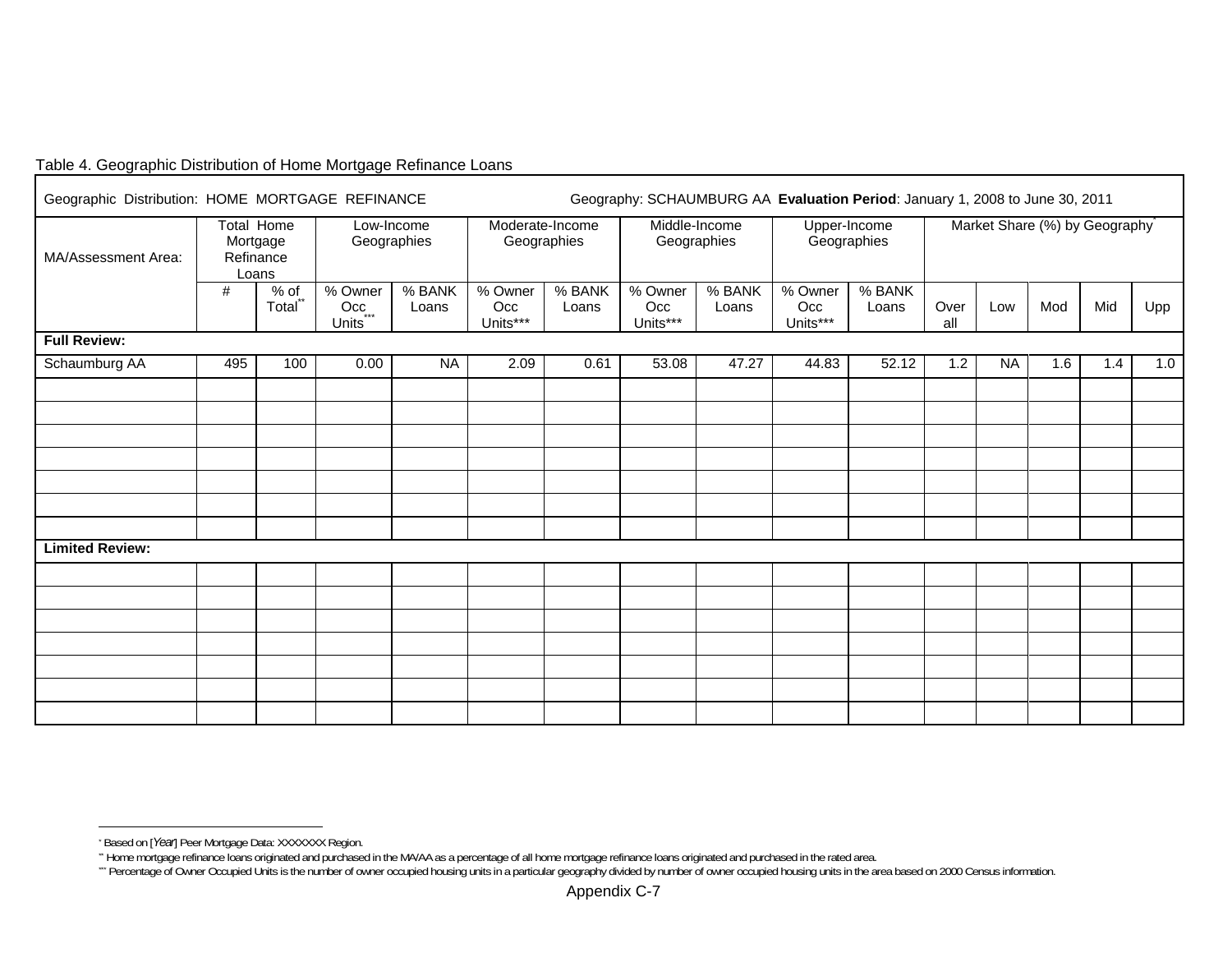Table 4. Geographic Distribution of Home Mortgage Refinance Loans

| Geographic Distribution: HOME MORTGAGE REFINANCE | | | Geography: SCHAUMBURG AA **Evaluation Period**: January 1, 2008 to June 30, 2011 | | | | | | | | | | | | | |
|---|---|---|---|---|---|---|---|---|---|---|---|---|---|---|---|
| MA/Assessment Area: | Total Home Mortgage Refinance Loans | | Low-Income Geographies | | Moderate-Income Geographies | | Middle-Income Geographies | | Upper-Income Geographies | | Market Share (%) by Geography* | | | | |
| | # | % of Total** | % Owner Occ Units*** | % BANK Loans | % Owner Occ Units*** | % BANK Loans | % Owner Occ Units*** | % BANK Loans | % Owner Occ Units*** | % BANK Loans | Overall | Low | Mod | Mid | Upp |
| **Full Review:** | | | | | | | | | | | | | | | |
| Schaumburg AA | 495 | 100 | 0.00 | NA | 2.09 | 0.61 | 53.08 | 47.27 | 44.83 | 52.12 | 1.2 | NA | 1.6 | 1.4 | 1.0 |
| | | | | | | | | | | | | | | | |
| | | | | | | | | | | | | | | | |
| | | | | | | | | | | | | | | | |
| | | | | | | | | | | | | | | | |
| | | | | | | | | | | | | | | | |
| | | | | | | | | | | | | | | | |
| | | | | | | | | | | | | | | | |
| **Limited Review:** | | | | | | | | | | | | | | | |
| | | | | | | | | | | | | | | | |
| | | | | | | | | | | | | | | | |
| | | | | | | | | | | | | | | | |
| | | | | | | | | | | | | | | | |
| | | | | | | | | | | | | | | | |
| | | | | | | | | | | | | | | | |
| | | | | | | | | | | | | | | | |

* Based on [*Year*] Peer Mortgage Data: XXXXXXX Region.

** Home mortgage refinance loans originated and purchased in the MA/AA as a percentage of all home mortgage refinance loans originated and purchased in the rated area.

*** Percentage of Owner Occupied Units is the number of owner occupied housing units in a particular geography divided by number of owner occupied housing units in the area based on 2000 Census information.

Appendix C-7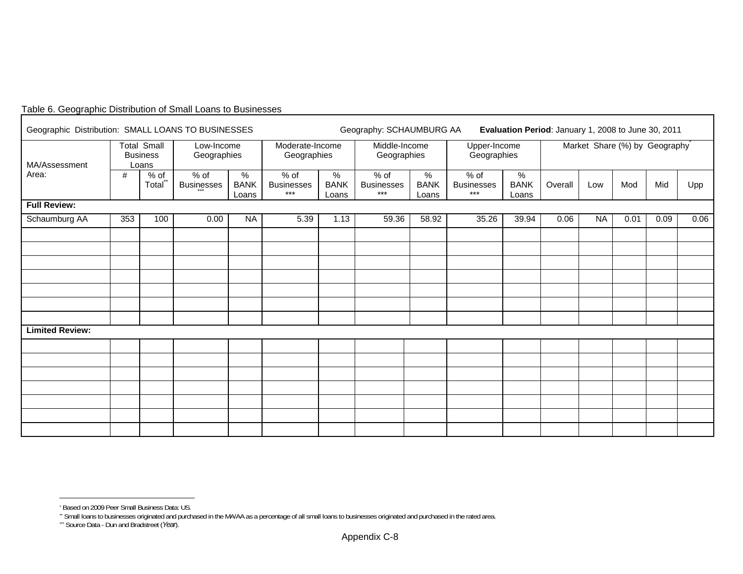Table 6. Geographic Distribution of Small Loans to Businesses

| Geographic Distribution: SMALL LOANS TO BUSINESSES | | | Geography: SCHAUMBURG AA | | | | | | **Evaluation Period**: January 1, 2008 to June 30, 2011 | | | | | | |
|---|---|---|---|---|---|---|---|---|---|---|---|---|---|---|---|
| MA/Assessment Area: | Total Small Business Loans | | Low-Income Geographies | | Moderate-Income Geographies | | Middle-Income Geographies | | Upper-Income Geographies | | Market Share (%) by Geography* | | | | |
| | # | % of Total** | % of Businesses *** | % BANK Loans | % of Businesses *** | % BANK Loans | % of Businesses *** | % BANK Loans | % of Businesses *** | % BANK Loans | Overall | Low | Mod | Mid | Upp |
| **Full Review:** | | | | | | | | | | | | | | | |
| Schaumburg AA | 353 | 100 | 0.00 | NA | 5.39 | 1.13 | 59.36 | 58.92 | 35.26 | 39.94 | 0.06 | NA | 0.01 | 0.09 | 0.06 |
| | | | | | | | | | | | | | | | |
| | | | | | | | | | | | | | | | |
| | | | | | | | | | | | | | | | |
| | | | | | | | | | | | | | | | |
| | | | | | | | | | | | | | | | |
| | | | | | | | | | | | | | | | |
| | | | | | | | | | | | | | | | |
| **Limited Review:** | | | | | | | | | | | | | | | |
| | | | | | | | | | | | | | | | |
| | | | | | | | | | | | | | | | |
| | | | | | | | | | | | | | | | |
| | | | | | | | | | | | | | | | |
| | | | | | | | | | | | | | | | |
| | | | | | | | | | | | | | | | |
| | | | | | | | | | | | | | | | |

\* Based on 2009 Peer Small Business Data: US.

\*\* Small loans to businesses originated and purchased in the MA/AA as a percentage of all small loans to businesses originated and purchased in the rated area.

\*\*\* Source Data - Dun and Bradstreet (*Year*).

Appendix C-8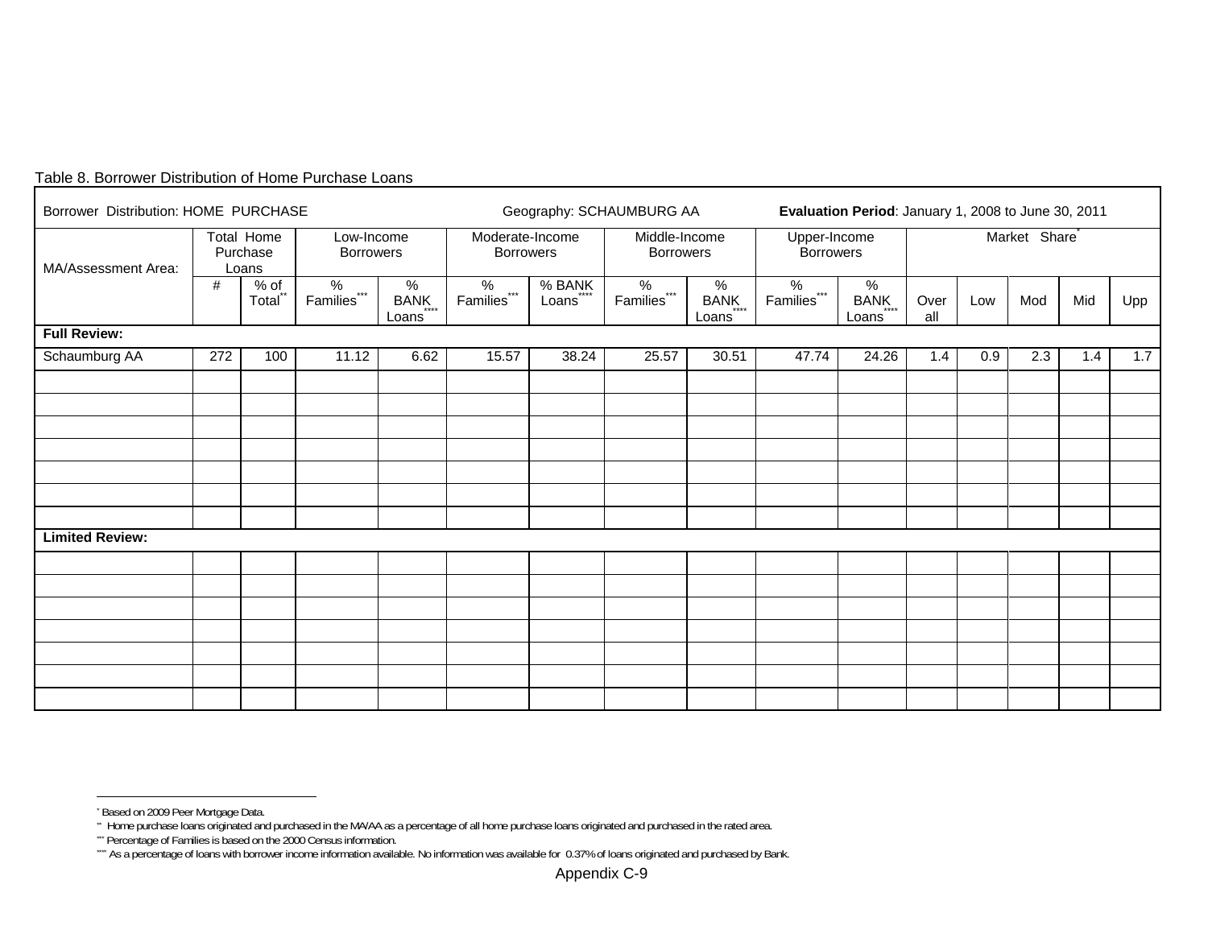Table 8. Borrower Distribution of Home Purchase Loans

| Borrower Distribution: HOME PURCHASE | | | Geography: SCHAUMBURG AA | | | | | | **Evaluation Period**: January 1, 2008 to June 30, 2011 | | | | | | |
|---|---|---|---|---|---|---|---|---|---|---|---|---|---|---|---|
| MA/Assessment Area: | Total Home Purchase Loans | | Low-Income Borrowers | | Moderate-Income Borrowers | | Middle-Income Borrowers | | Upper-Income Borrowers | | Market Share* | | | | |
| | # | % of Total** | % Families*** | % BANK Loans**** | % Families*** | % BANK Loans**** | % Families*** | % BANK Loans**** | % Families*** | % BANK Loans**** | Over all | Low | Mod | Mid | Upp |
| **Full Review:** | | | | | | | | | | | | | | | |
| Schaumburg AA | 272 | 100 | 11.12 | 6.62 | 15.57 | 38.24 | 25.57 | 30.51 | 47.74 | 24.26 | 1.4 | 0.9 | 2.3 | 1.4 | 1.7 |
| **Limited Review:** | | | | | | | | | | | | | | | |

\* Based on 2009 Peer Mortgage Data.

\** Home purchase loans originated and purchased in the MA/AA as a percentage of all home purchase loans originated and purchased in the rated area.

\*** Percentage of Families is based on the 2000 Census information.

\**** As a percentage of loans with borrower income information available. No information was available for 0.37% of loans originated and purchased by Bank.

Appendix C-9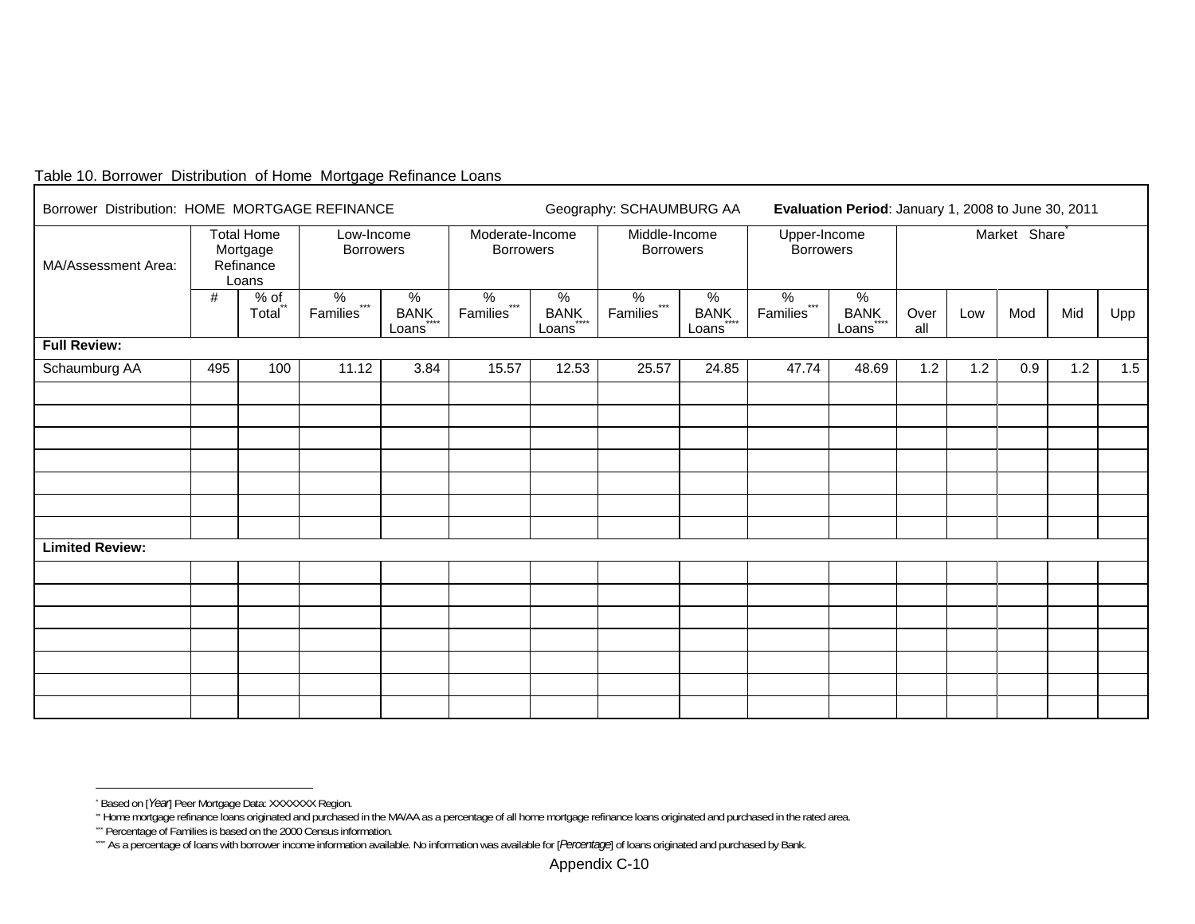Table 10. Borrower Distribution of Home Mortgage Refinance Loans

| Borrower Distribution: HOME MORTGAGE REFINANCE | | | Geography: SCHAUMBURG AA | | | | **Evaluation Period**: January 1, 2008 to June 30, 2011 | | | | | | | | |
|---|---|---|---|---|---|---|---|---|---|---|---|---|---|---|---|
| MA/Assessment Area: | Total Home Mortgage Refinance Loans | | Low-Income Borrowers | | Moderate-Income Borrowers | | Middle-Income Borrowers | | Upper-Income Borrowers | | Market Share* | | | | |
| | # | % of Total** | % Families*** | % BANK Loans**** | % Families*** | % BANK Loans**** | % Families*** | % BANK Loans**** | % Families*** | % BANK Loans**** | Over all | Low | Mod | Mid | Upp |
| **Full Review:** | | | | | | | | | | | | | | | |
| Schaumburg AA | 495 | 100 | 11.12 | 3.84 | 15.57 | 12.53 | 25.57 | 24.85 | 47.74 | 48.69 | 1.2 | 1.2 | 0.9 | 1.2 | 1.5 |
| | | | | | | | | | | | | | | | |
| | | | | | | | | | | | | | | | |
| | | | | | | | | | | | | | | | |
| | | | | | | | | | | | | | | | |
| | | | | | | | | | | | | | | | |
| | | | | | | | | | | | | | | | |
| | | | | | | | | | | | | | | | |
| **Limited Review:** | | | | | | | | | | | | | | | |
| | | | | | | | | | | | | | | | |
| | | | | | | | | | | | | | | | |
| | | | | | | | | | | | | | | | |
| | | | | | | | | | | | | | | | |
| | | | | | | | | | | | | | | | |
| | | | | | | | | | | | | | | | |
| | | | | | | | | | | | | | | | |

* Based on [*Year*] Peer Mortgage Data: XXXXXXX Region.

** Home mortgage refinance loans originated and purchased in the MA/AA as a percentage of all home mortgage refinance loans originated and purchased in the rated area.

*** Percentage of Families is based on the 2000 Census information.

**** As a percentage of loans with borrower income information available. No information was available for [*Percentage*] of loans originated and purchased by Bank.

Appendix C-10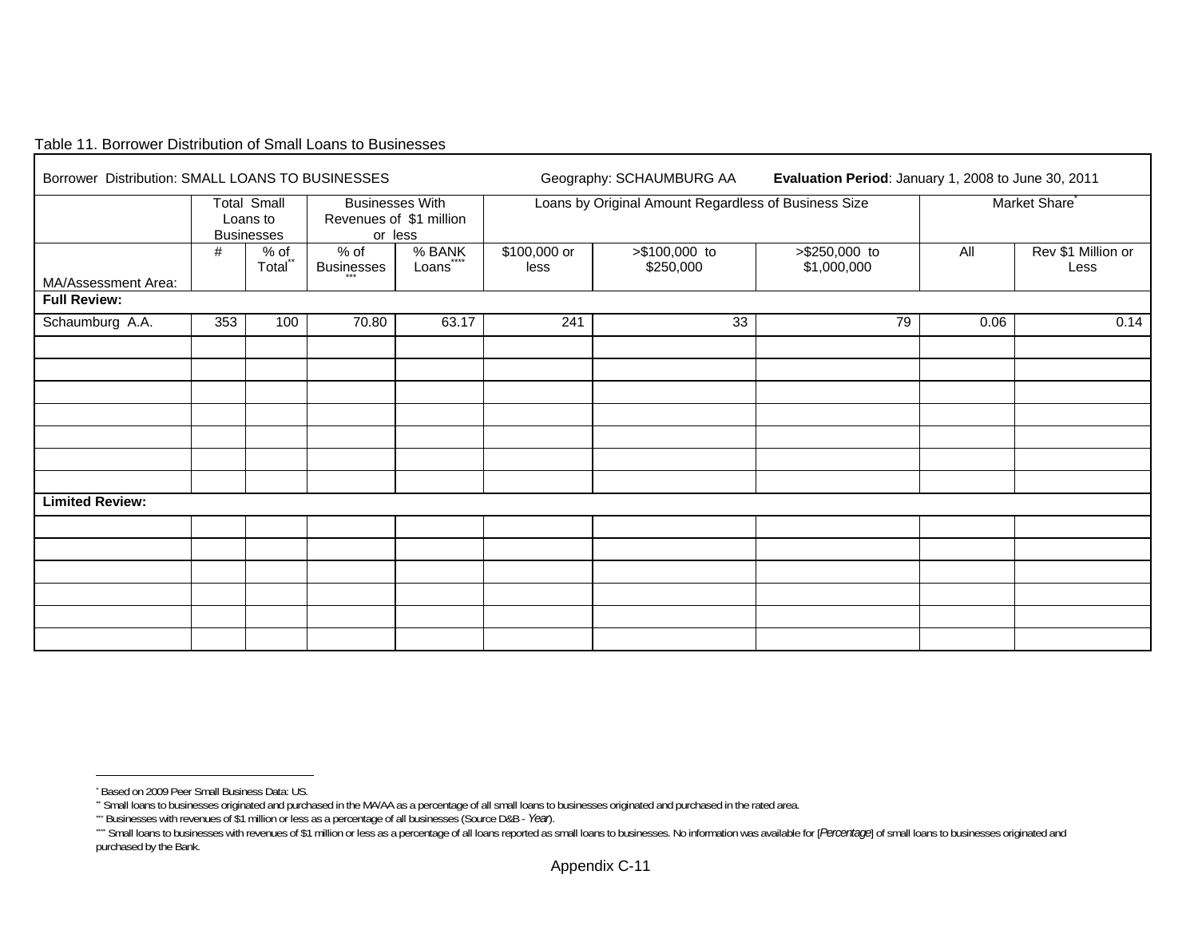Table 11. Borrower Distribution of Small Loans to Businesses

| Borrower Distribution: SMALL LOANS TO BUSINESSES | | | Geography: SCHAUMBURG AA | | | | **Evaluation Period**: January 1, 2008 to June 30, 2011 | | |
|---|---|---|---|---|---|---|---|---|---|
| | Total Small Loans to Businesses | | Businesses With Revenues of $1 million or less | | Loans by Original Amount Regardless of Business Size | | | Market Share* | |
| MA/Assessment Area: | # | % of Total** | % of Businesses*** | % BANK Loans**** | $100,000 or less | >$100,000 to $250,000 | >$250,000 to $1,000,000 | All | Rev $1 Million or Less |
| **Full Review:** | | | | | | | | | |
| Schaumburg A.A. | 353 | 100 | 70.80 | 63.17 | 241 | 33 | 79 | 0.06 | 0.14 |
| | | | | | | | | | |
| | | | | | | | | | |
| | | | | | | | | | |
| | | | | | | | | | |
| | | | | | | | | | |
| | | | | | | | | | |
| | | | | | | | | | |
| **Limited Review:** | | | | | | | | | |
| | | | | | | | | | |
| | | | | | | | | | |
| | | | | | | | | | |
| | | | | | | | | | |
| | | | | | | | | | |
| | | | | | | | | | |

\* Based on 2009 Peer Small Business Data: US.

\** Small loans to businesses originated and purchased in the MA/AA as a percentage of all small loans to businesses originated and purchased in the rated area.

\*** Businesses with revenues of $1 million or less as a percentage of all businesses (Source D&B - *Year*).

\**** Small loans to businesses with revenues of $1 million or less as a percentage of all loans reported as small loans to businesses. No information was available for [*Percentage*] of small loans to businesses originated and purchased by the Bank.

Appendix C-11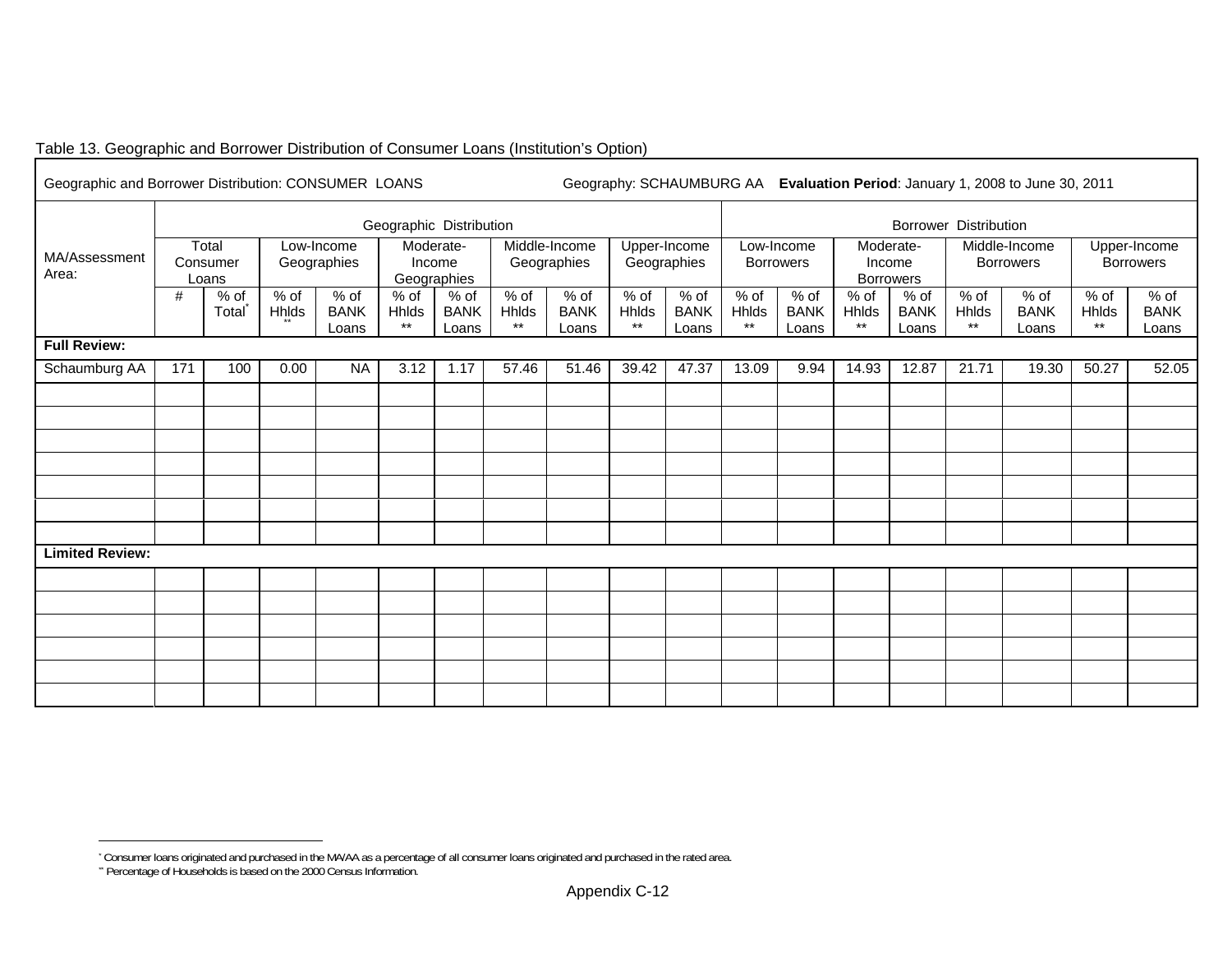Table 13. Geographic and Borrower Distribution of Consumer Loans (Institution's Option)

Geographic and Borrower Distribution: CONSUMER LOANS  Geography: SCHAUMBURG AA  **Evaluation Period**: January 1, 2008 to June 30, 2011

| MA/Assessment Area: | Geographic Distribution | | | | | | | | | | Borrower Distribution | | | | | | | |
|---|---|---|---|---|---|---|---|---|---|---|---|---|---|---|---|---|---|---|
| | Total Consumer Loans | | Low-Income Geographies | | Moderate-Income Geographies | | Middle-Income Geographies | | Upper-Income Geographies | | Low-Income Borrowers | | Moderate-Income Borrowers | | Middle-Income Borrowers | | Upper-Income Borrowers | |
| | # | % of Total* | % of Hhlds** | % of BANK Loans | % of Hhlds** | % of BANK Loans | % of Hhlds** | % of BANK Loans | % of Hhlds** | % of BANK Loans | % of Hhlds** | % of BANK Loans | % of Hhlds** | % of BANK Loans | % of Hhlds** | % of BANK Loans | % of Hhlds** | % of BANK Loans |
| **Full Review:** | | | | | | | | | | | | | | | | | | |
| Schaumburg AA | 171 | 100 | 0.00 | NA | 3.12 | 1.17 | 57.46 | 51.46 | 39.42 | 47.37 | 13.09 | 9.94 | 14.93 | 12.87 | 21.71 | 19.30 | 50.27 | 52.05 |
| | | | | | | | | | | | | | | | | | | |
| | | | | | | | | | | | | | | | | | | |
| | | | | | | | | | | | | | | | | | | |
| | | | | | | | | | | | | | | | | | | |
| | | | | | | | | | | | | | | | | | | |
| | | | | | | | | | | | | | | | | | | |
| | | | | | | | | | | | | | | | | | | |
| **Limited Review:** | | | | | | | | | | | | | | | | | | |
| | | | | | | | | | | | | | | | | | | |
| | | | | | | | | | | | | | | | | | | |
| | | | | | | | | | | | | | | | | | | |
| | | | | | | | | | | | | | | | | | | |
| | | | | | | | | | | | | | | | | | | |
| | | | | | | | | | | | | | | | | | | |

\* Consumer loans originated and purchased in the MA/AA as a percentage of all consumer loans originated and purchased in the rated area.

\*\* Percentage of Households is based on the 2000 Census Information.

Appendix C-12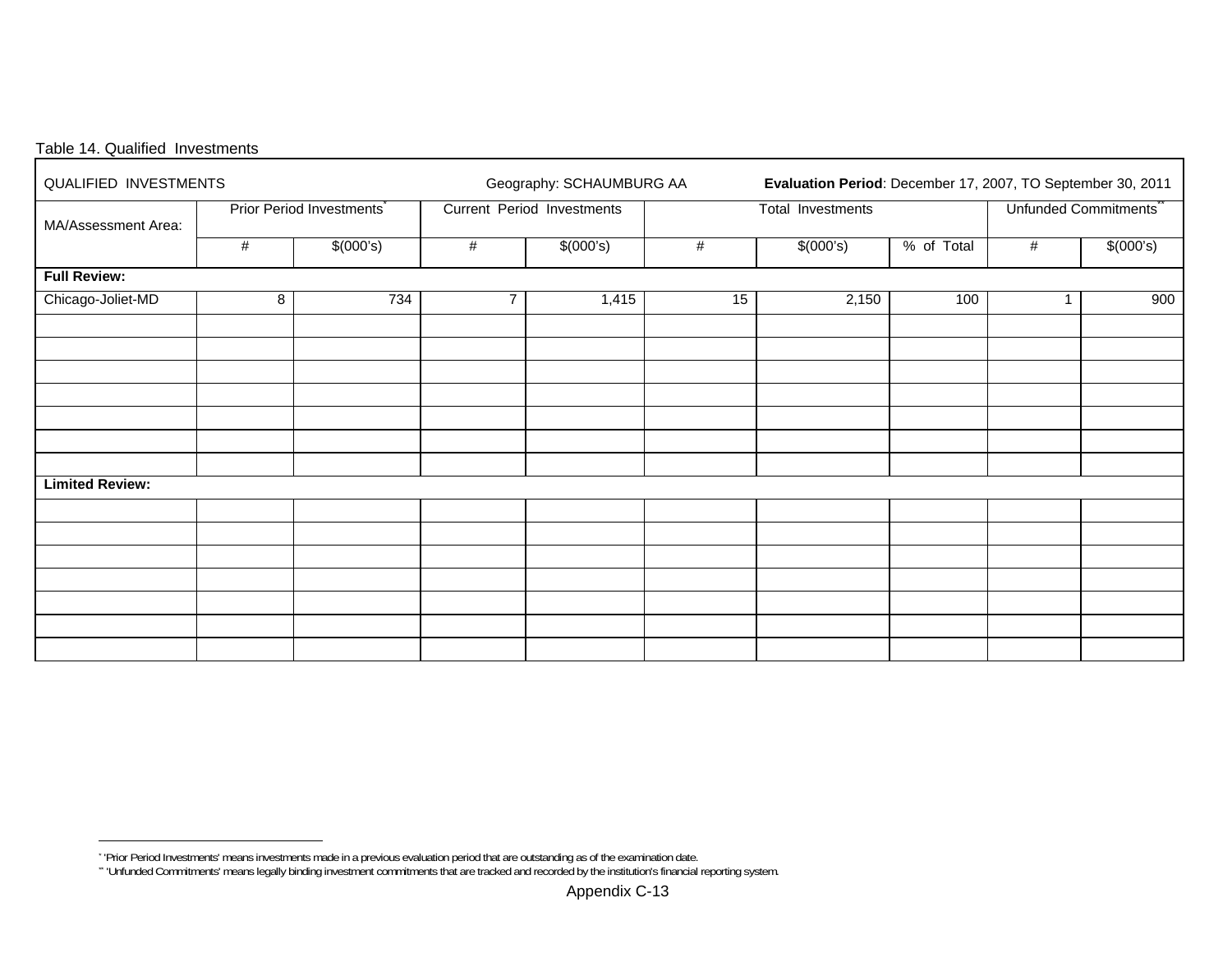Table 14. Qualified Investments

| QUALIFIED INVESTMENTS | | | Geography: SCHAUMBURG AA | | **Evaluation Period**: December 17, 2007, TO September 30, 2011 | | | | |
|---|---|---|---|---|---|---|---|---|---|
| MA/Assessment Area: | Prior Period Investments* | | Current Period Investments | | Total Investments | | | Unfunded Commitments** | |
| | # | $(000's) | # | $(000's) | # | $(000's) | % of Total | # | $(000's) |
| **Full Review:** | | | | | | | | | |
| Chicago-Joliet-MD | 8 | 734 | 7 | 1,415 | 15 | 2,150 | 100 | 1 | 900 |
| | | | | | | | | | |
| | | | | | | | | | |
| | | | | | | | | | |
| | | | | | | | | | |
| | | | | | | | | | |
| | | | | | | | | | |
| | | | | | | | | | |
| **Limited Review:** | | | | | | | | | |
| | | | | | | | | | |
| | | | | | | | | | |
| | | | | | | | | | |
| | | | | | | | | | |
| | | | | | | | | | |
| | | | | | | | | | |
| | | | | | | | | | |

\* 'Prior Period Investments' means investments made in a previous evaluation period that are outstanding as of the examination date.

\*\* 'Unfunded Commitments' means legally binding investment commitments that are tracked and recorded by the institution's financial reporting system.

Appendix C-13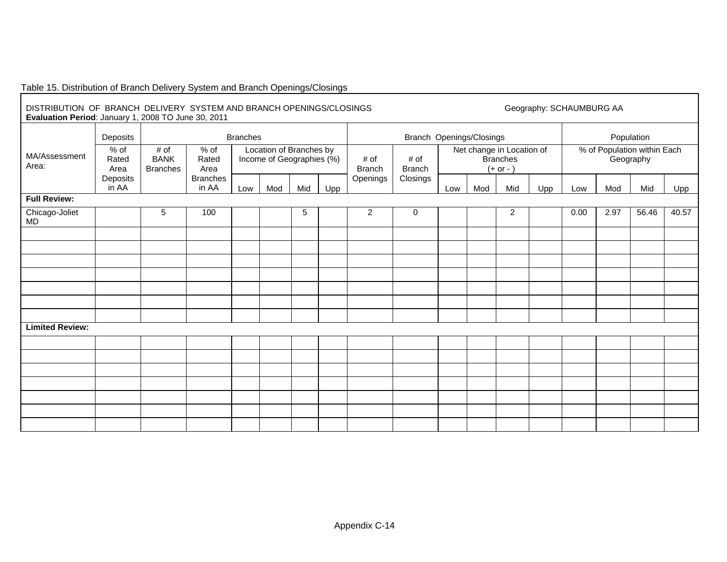Table 15. Distribution of Branch Delivery System and Branch Openings/Closings

DISTRIBUTION OF BRANCH DELIVERY SYSTEM AND BRANCH OPENINGS/CLOSINGS Geography: SCHAUMBURG AA
**Evaluation Period**: January 1, 2008 TO June 30, 2011

| MA/Assessment Area: | Deposits | Branches | | | | | | | Branch Openings/Closings | | | | | | Population | | | |
|---|---|---|---|---|---|---|---|---|---|---|---|---|---|---|---|---|---|---|
| | % of Rated Area Deposits in AA | # of BANK Branches | % of Rated Area Branches in AA | Location of Branches by Income of Geographies (%) | | | | # of Branch Openings | # of Branch Closings | Net change in Location of Branches (+ or - ) | | | | % of Population within Each Geography | | | |
| | | | | Low | Mod | Mid | Upp | | | Low | Mod | Mid | Upp | Low | Mod | Mid | Upp |
| **Full Review:** | | | | | | | | | | | | | | | | | |
| Chicago-Joliet MD | | 5 | 100 | | | 5 | | 2 | 0 | | | 2 | | 0.00 | 2.97 | 56.46 | 40.57 |
| | | | | | | | | | | | | | | | | | |
| | | | | | | | | | | | | | | | | | |
| | | | | | | | | | | | | | | | | | |
| | | | | | | | | | | | | | | | | | |
| | | | | | | | | | | | | | | | | | |
| | | | | | | | | | | | | | | | | | |
| | | | | | | | | | | | | | | | | | |
| **Limited Review:** | | | | | | | | | | | | | | | | | |
| | | | | | | | | | | | | | | | | | |
| | | | | | | | | | | | | | | | | | |
| | | | | | | | | | | | | | | | | | |
| | | | | | | | | | | | | | | | | | |
| | | | | | | | | | | | | | | | | | |
| | | | | | | | | | | | | | | | | | |
| | | | | | | | | | | | | | | | | | |

Appendix C-14